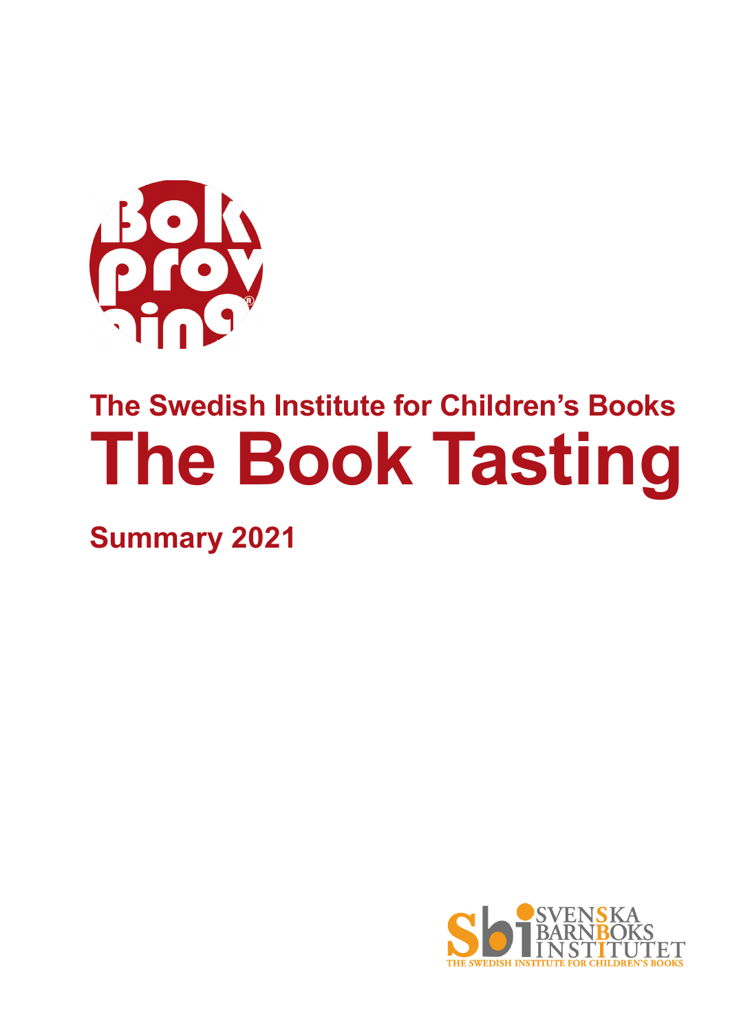## The Swedish Institute for Children's Books

# The Book Tasting

## Summary 2021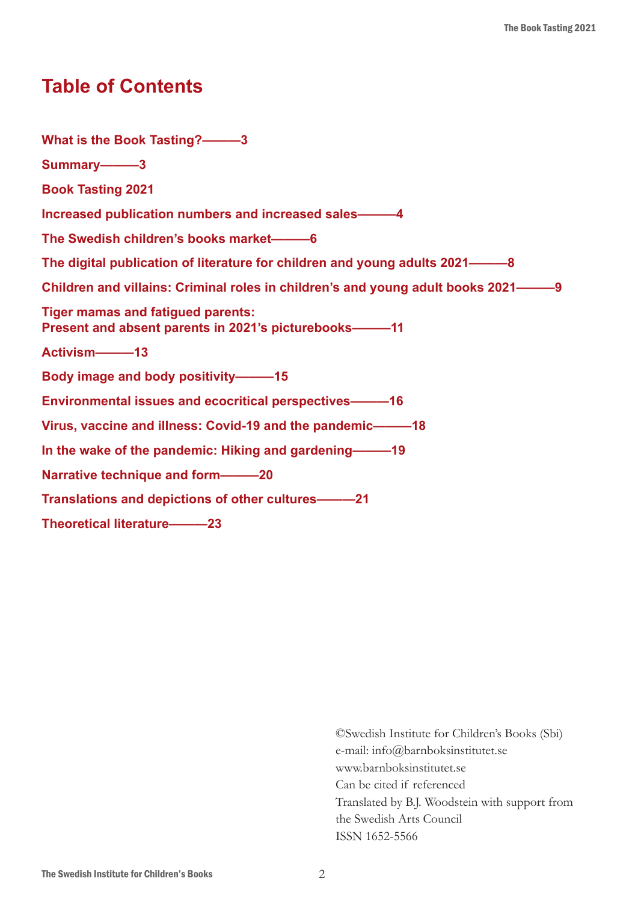# Table of Contents

**What is the Book Tasting?———3**

**Summary———3**

**Book Tasting 2021**

**Increased publication numbers and increased sales———4**

**The Swedish children's books market———6**

**The digital publication of literature for children and young adults 2021———8**

**Children and villains: Criminal roles in children's and young adult books 2021———9**

**Tiger mamas and fatigued parents:
Present and absent parents in 2021's picturebooks———11**

**Activism———13**

**Body image and body positivity———15**

**Environmental issues and ecocritical perspectives———16**

**Virus, vaccine and illness: Covid-19 and the pandemic———18**

**In the wake of the pandemic: Hiking and gardening———19**

**Narrative technique and form———20**

**Translations and depictions of other cultures———21**

**Theoretical literature———23**

©Swedish Institute for Children's Books (Sbi)
e-mail: info@barnboksinstitutet.se
www.barnboksinstitutet.se
Can be cited if referenced
Translated by B.J. Woodstein with support from the Swedish Arts Council
ISSN 1652-5566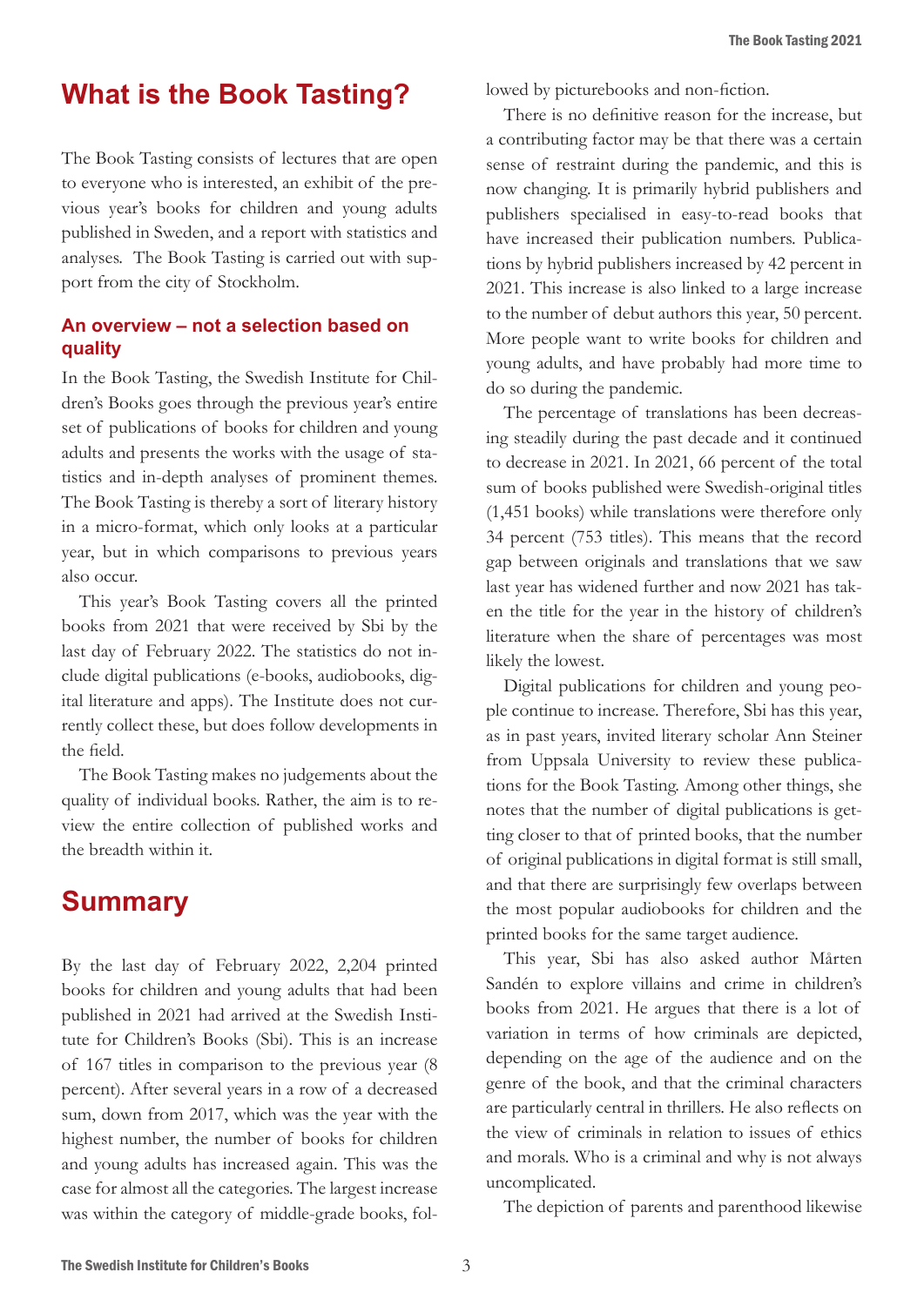# What is the Book Tasting?

The Book Tasting consists of lectures that are open to everyone who is interested, an exhibit of the previous year's books for children and young adults published in Sweden, and a report with statistics and analyses. The Book Tasting is carried out with support from the city of Stockholm.

### An overview – not a selection based on quality

In the Book Tasting, the Swedish Institute for Children's Books goes through the previous year's entire set of publications of books for children and young adults and presents the works with the usage of statistics and in-depth analyses of prominent themes. The Book Tasting is thereby a sort of literary history in a micro-format, which only looks at a particular year, but in which comparisons to previous years also occur.

This year's Book Tasting covers all the printed books from 2021 that were received by Sbi by the last day of February 2022. The statistics do not include digital publications (e-books, audiobooks, digital literature and apps). The Institute does not currently collect these, but does follow developments in the field.

The Book Tasting makes no judgements about the quality of individual books. Rather, the aim is to review the entire collection of published works and the breadth within it.

# Summary

By the last day of February 2022, 2,204 printed books for children and young adults that had been published in 2021 had arrived at the Swedish Institute for Children's Books (Sbi). This is an increase of 167 titles in comparison to the previous year (8 percent). After several years in a row of a decreased sum, down from 2017, which was the year with the highest number, the number of books for children and young adults has increased again. This was the case for almost all the categories. The largest increase was within the category of middle-grade books, followed by picturebooks and non-fiction.

There is no definitive reason for the increase, but a contributing factor may be that there was a certain sense of restraint during the pandemic, and this is now changing. It is primarily hybrid publishers and publishers specialised in easy-to-read books that have increased their publication numbers. Publications by hybrid publishers increased by 42 percent in 2021. This increase is also linked to a large increase to the number of debut authors this year, 50 percent. More people want to write books for children and young adults, and have probably had more time to do so during the pandemic.

The percentage of translations has been decreasing steadily during the past decade and it continued to decrease in 2021. In 2021, 66 percent of the total sum of books published were Swedish-original titles (1,451 books) while translations were therefore only 34 percent (753 titles). This means that the record gap between originals and translations that we saw last year has widened further and now 2021 has taken the title for the year in the history of children's literature when the share of percentages was most likely the lowest.

Digital publications for children and young people continue to increase. Therefore, Sbi has this year, as in past years, invited literary scholar Ann Steiner from Uppsala University to review these publications for the Book Tasting. Among other things, she notes that the number of digital publications is getting closer to that of printed books, that the number of original publications in digital format is still small, and that there are surprisingly few overlaps between the most popular audiobooks for children and the printed books for the same target audience.

This year, Sbi has also asked author Mårten Sandén to explore villains and crime in children's books from 2021. He argues that there is a lot of variation in terms of how criminals are depicted, depending on the age of the audience and on the genre of the book, and that the criminal characters are particularly central in thrillers. He also reflects on the view of criminals in relation to issues of ethics and morals. Who is a criminal and why is not always uncomplicated.

The depiction of parents and parenthood likewise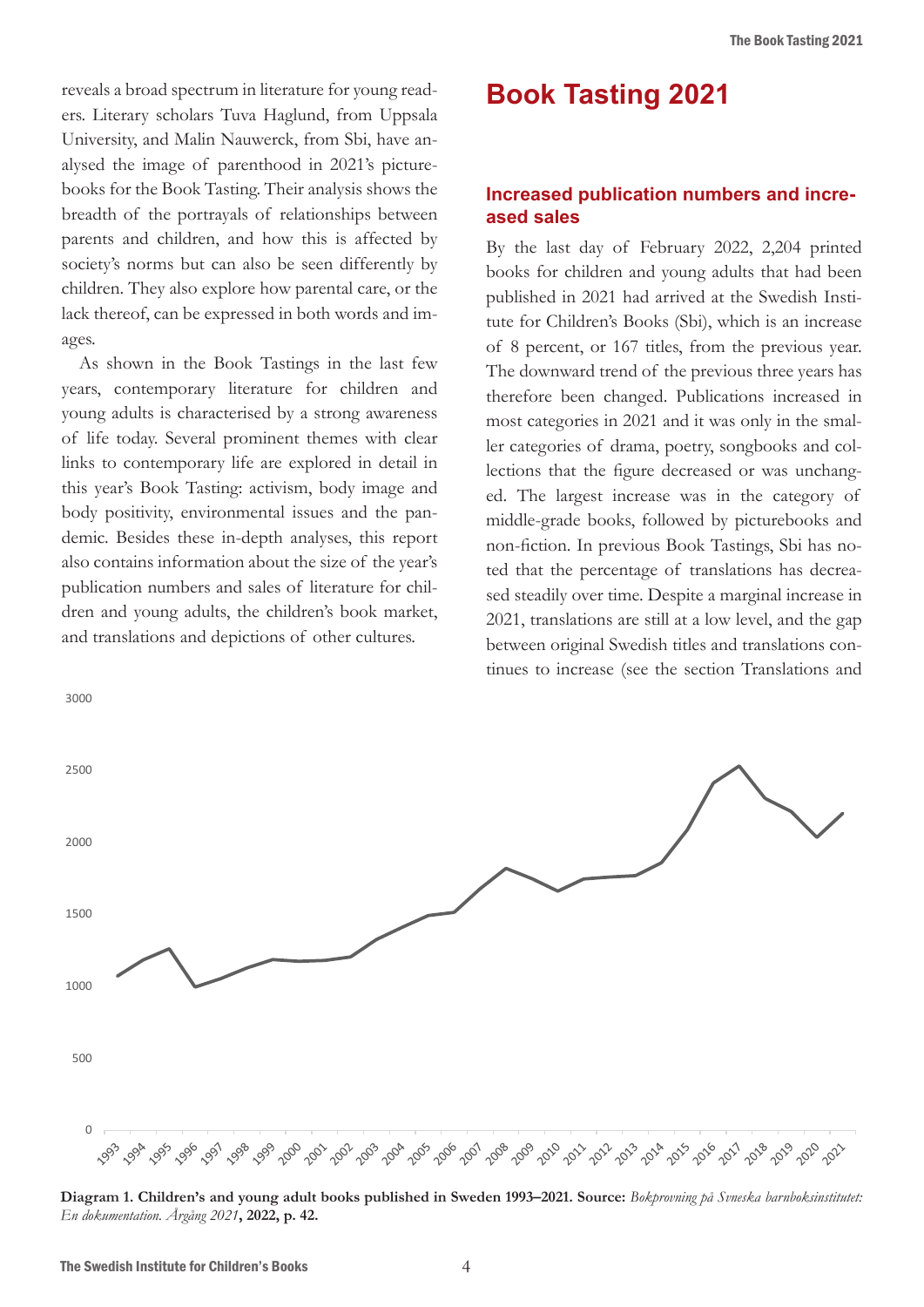reveals a broad spectrum in literature for young readers. Literary scholars Tuva Haglund, from Uppsala University, and Malin Nauwerck, from Sbi, have analysed the image of parenthood in 2021's picturebooks for the Book Tasting. Their analysis shows the breadth of the portrayals of relationships between parents and children, and how this is affected by society's norms but can also be seen differently by children. They also explore how parental care, or the lack thereof, can be expressed in both words and images.

As shown in the Book Tastings in the last few years, contemporary literature for children and young adults is characterised by a strong awareness of life today. Several prominent themes with clear links to contemporary life are explored in detail in this year's Book Tasting: activism, body image and body positivity, environmental issues and the pandemic. Besides these in-depth analyses, this report also contains information about the size of the year's publication numbers and sales of literature for children and young adults, the children's book market, and translations and depictions of other cultures.

# Book Tasting 2021

## Increased publication numbers and increased sales

By the last day of February 2022, 2,204 printed books for children and young adults that had been published in 2021 had arrived at the Swedish Institute for Children's Books (Sbi), which is an increase of 8 percent, or 167 titles, from the previous year. The downward trend of the previous three years has therefore been changed. Publications increased in most categories in 2021 and it was only in the smaller categories of drama, poetry, songbooks and collections that the figure decreased or was unchanged. The largest increase was in the category of middle-grade books, followed by picturebooks and non-fiction. In previous Book Tastings, Sbi has noted that the percentage of translations has decreased steadily over time. Despite a marginal increase in 2021, translations are still at a low level, and the gap between original Swedish titles and translations continues to increase (see the section Translations and

**Diagram 1. Children's and young adult books published in Sweden 1993–2021. Source:** *Bokprovning på Svneska barnboksinstitutet: En dokumentation. Årgång 2021*, **2022, p. 42.**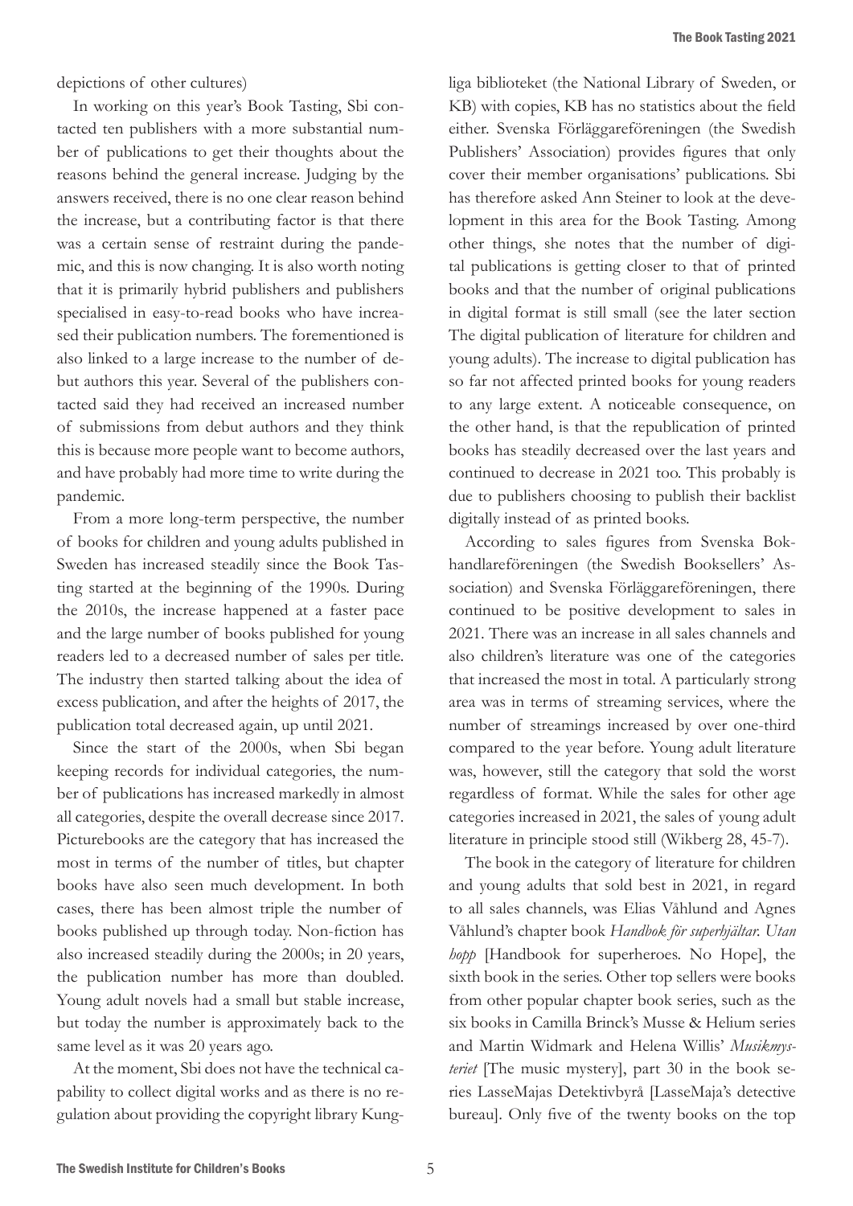depictions of other cultures)

In working on this year's Book Tasting, Sbi contacted ten publishers with a more substantial number of publications to get their thoughts about the reasons behind the general increase. Judging by the answers received, there is no one clear reason behind the increase, but a contributing factor is that there was a certain sense of restraint during the pandemic, and this is now changing. It is also worth noting that it is primarily hybrid publishers and publishers specialised in easy-to-read books who have increased their publication numbers. The forementioned is also linked to a large increase to the number of debut authors this year. Several of the publishers contacted said they had received an increased number of submissions from debut authors and they think this is because more people want to become authors, and have probably had more time to write during the pandemic.

From a more long-term perspective, the number of books for children and young adults published in Sweden has increased steadily since the Book Tasting started at the beginning of the 1990s. During the 2010s, the increase happened at a faster pace and the large number of books published for young readers led to a decreased number of sales per title. The industry then started talking about the idea of excess publication, and after the heights of 2017, the publication total decreased again, up until 2021.

Since the start of the 2000s, when Sbi began keeping records for individual categories, the number of publications has increased markedly in almost all categories, despite the overall decrease since 2017. Picturebooks are the category that has increased the most in terms of the number of titles, but chapter books have also seen much development. In both cases, there has been almost triple the number of books published up through today. Non-fiction has also increased steadily during the 2000s; in 20 years, the publication number has more than doubled. Young adult novels had a small but stable increase, but today the number is approximately back to the same level as it was 20 years ago.

At the moment, Sbi does not have the technical capability to collect digital works and as there is no regulation about providing the copyright library Kungliga biblioteket (the National Library of Sweden, or KB) with copies, KB has no statistics about the field either. Svenska Förläggareföreningen (the Swedish Publishers' Association) provides figures that only cover their member organisations' publications. Sbi has therefore asked Ann Steiner to look at the development in this area for the Book Tasting. Among other things, she notes that the number of digital publications is getting closer to that of printed books and that the number of original publications in digital format is still small (see the later section The digital publication of literature for children and young adults). The increase to digital publication has so far not affected printed books for young readers to any large extent. A noticeable consequence, on the other hand, is that the republication of printed books has steadily decreased over the last years and continued to decrease in 2021 too. This probably is due to publishers choosing to publish their backlist digitally instead of as printed books.

According to sales figures from Svenska Bokhandlareföreningen (the Swedish Booksellers' Association) and Svenska Förläggareföreningen, there continued to be positive development to sales in 2021. There was an increase in all sales channels and also children's literature was one of the categories that increased the most in total. A particularly strong area was in terms of streaming services, where the number of streamings increased by over one-third compared to the year before. Young adult literature was, however, still the category that sold the worst regardless of format. While the sales for other age categories increased in 2021, the sales of young adult literature in principle stood still (Wikberg 28, 45-7).

The book in the category of literature for children and young adults that sold best in 2021, in regard to all sales channels, was Elias Våhlund and Agnes Våhlund's chapter book *Handbok för superhjältar. Utan hopp* [Handbook for superheroes. No Hope], the sixth book in the series. Other top sellers were books from other popular chapter book series, such as the six books in Camilla Brinck's Musse & Helium series and Martin Widmark and Helena Willis' *Musikmysteriet* [The music mystery], part 30 in the book series LasseMajas Detektivbyrå [LasseMaja's detective bureau]. Only five of the twenty books on the top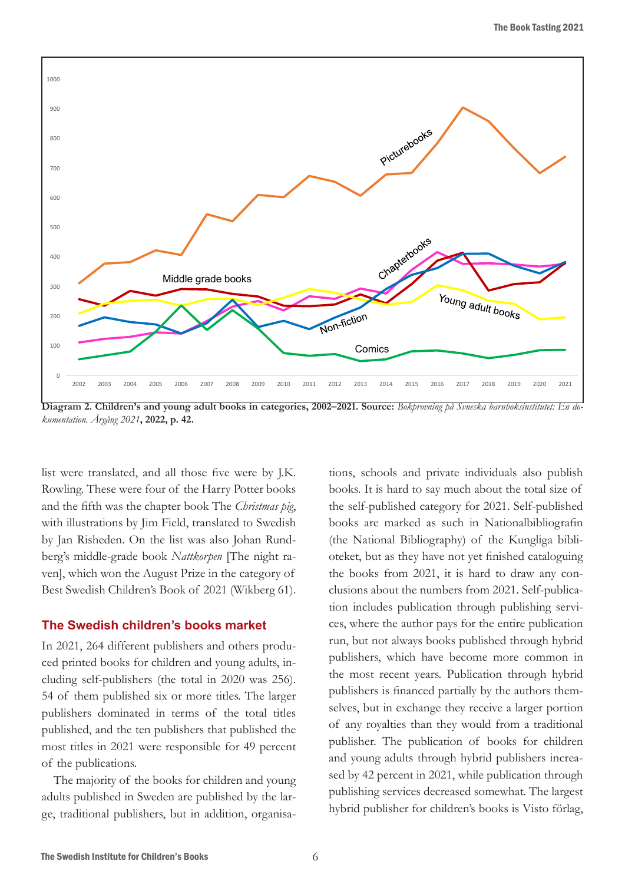**Diagram 2. Children's and young adult books in categories, 2002–2021. Source:** *Bokprovning på Svenska barnboksinstitutet: En dokumentation. Årgång 2021*, **2022, p. 42.**

list were translated, and all those five were by J.K. Rowling. These were four of the Harry Potter books and the fifth was the chapter book The *Christmas pig*, with illustrations by Jim Field, translated to Swedish by Jan Risheden. On the list was also Johan Rundberg's middle-grade book *Nattkorpen* [The night raven], which won the August Prize in the category of Best Swedish Children's Book of 2021 (Wikberg 61).

## The Swedish children's books market

In 2021, 264 different publishers and others produced printed books for children and young adults, including self-publishers (the total in 2020 was 256). 54 of them published six or more titles. The larger publishers dominated in terms of the total titles published, and the ten publishers that published the most titles in 2021 were responsible for 49 percent of the publications.

The majority of the books for children and young adults published in Sweden are published by the large, traditional publishers, but in addition, organisations, schools and private individuals also publish books. It is hard to say much about the total size of the self-published category for 2021. Self-published books are marked as such in Nationalbibliografin (the National Bibliography) of the Kungliga biblioteket, but as they have not yet finished cataloguing the books from 2021, it is hard to draw any conclusions about the numbers from 2021. Self-publication includes publication through publishing services, where the author pays for the entire publication run, but not always books published through hybrid publishers, which have become more common in the most recent years. Publication through hybrid publishers is financed partially by the authors themselves, but in exchange they receive a larger portion of any royalties than they would from a traditional publisher. The publication of books for children and young adults through hybrid publishers increased by 42 percent in 2021, while publication through publishing services decreased somewhat. The largest hybrid publisher for children's books is Visto förlag,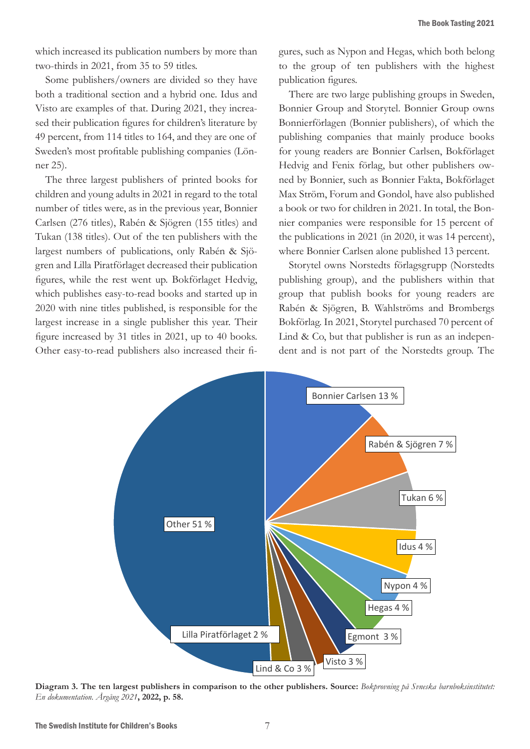which increased its publication numbers by more than two-thirds in 2021, from 35 to 59 titles.

Some publishers/owners are divided so they have both a traditional section and a hybrid one. Idus and Visto are examples of that. During 2021, they increased their publication figures for children's literature by 49 percent, from 114 titles to 164, and they are one of Sweden's most profitable publishing companies (Lönner 25).

The three largest publishers of printed books for children and young adults in 2021 in regard to the total number of titles were, as in the previous year, Bonnier Carlsen (276 titles), Rabén & Sjögren (155 titles) and Tukan (138 titles). Out of the ten publishers with the largest numbers of publications, only Rabén & Sjögren and Lilla Piratförlaget decreased their publication figures, while the rest went up. Bokförlaget Hedvig, which publishes easy-to-read books and started up in 2020 with nine titles published, is responsible for the largest increase in a single publisher this year. Their figure increased by 31 titles in 2021, up to 40 books. Other easy-to-read publishers also increased their figures, such as Nypon and Hegas, which both belong to the group of ten publishers with the highest publication figures.

There are two large publishing groups in Sweden, Bonnier Group and Storytel. Bonnier Group owns Bonnierförlagen (Bonnier publishers), of which the publishing companies that mainly produce books for young readers are Bonnier Carlsen, Bokförlaget Hedvig and Fenix förlag, but other publishers owned by Bonnier, such as Bonnier Fakta, Bokförlaget Max Ström, Forum and Gondol, have also published a book or two for children in 2021. In total, the Bonnier companies were responsible for 15 percent of the publications in 2021 (in 2020, it was 14 percent), where Bonnier Carlsen alone published 13 percent.

Storytel owns Norstedts förlagsgrupp (Norstedts publishing group), and the publishers within that group that publish books for young readers are Rabén & Sjögren, B. Wahlströms and Brombergs Bokförlag. In 2021, Storytel purchased 70 percent of Lind & Co, but that publisher is run as an independent and is not part of the Norstedts group. The

| Publisher | Share |
|---|---|
| Bonnier Carlsen | 13 % |
| Rabén & Sjögren | 7 % |
| Tukan | 6 % |
| Idus | 4 % |
| Nypon | 4 % |
| Hegas | 4 % |
| Egmont | 3 % |
| Visto | 3 % |
| Lind & Co | 3 % |
| Lilla Piratförlaget | 2 % |
| Other | 51 % |

**Diagram 3. The ten largest publishers in comparison to the other publishers. Source:** *Bokprovning på Svenska barnboksinstitutet: En dokumentation. Årgång 2021*, **2022, p. 58.**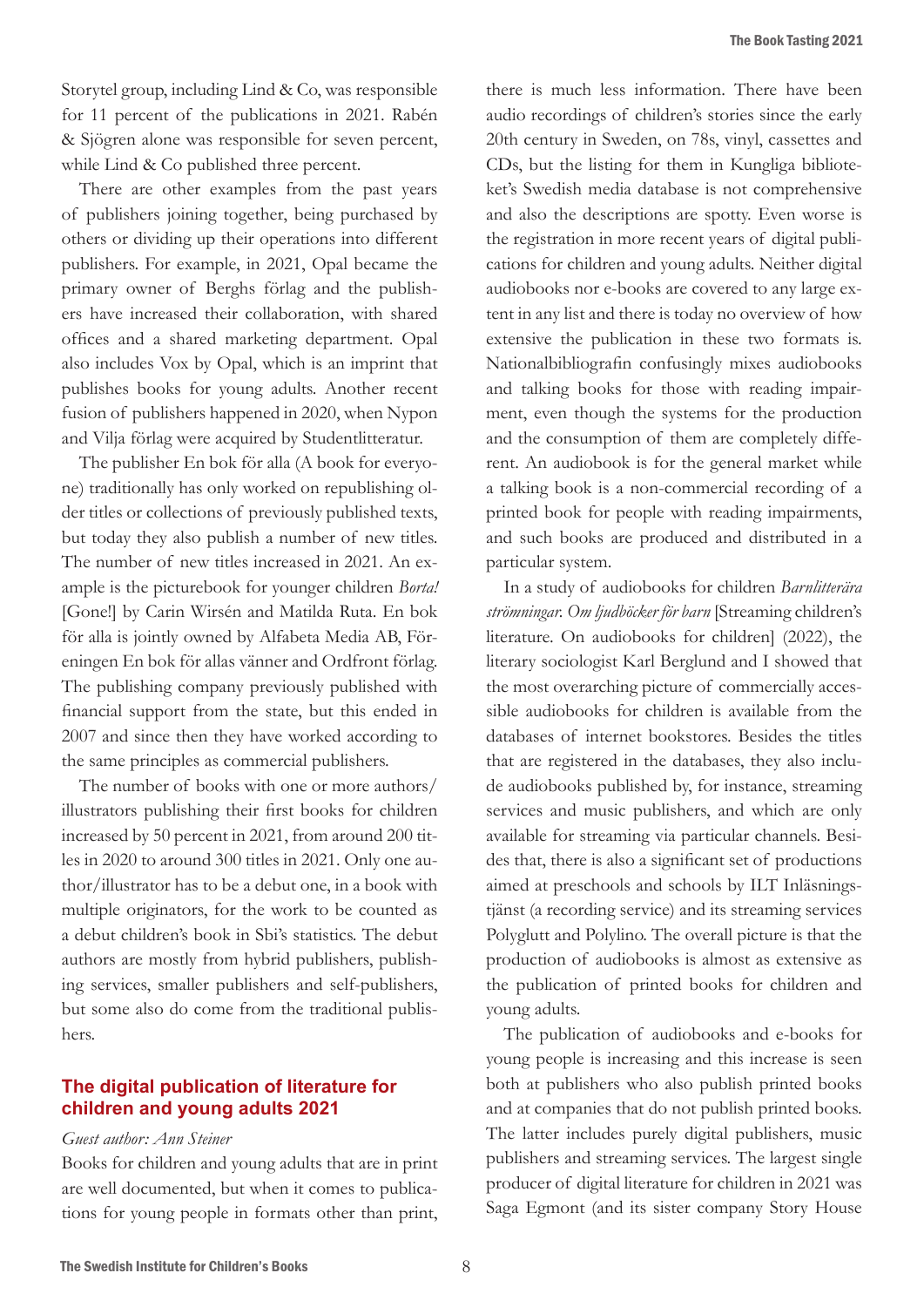Storytel group, including Lind & Co, was responsible for 11 percent of the publications in 2021. Rabén & Sjögren alone was responsible for seven percent, while Lind & Co published three percent.

There are other examples from the past years of publishers joining together, being purchased by others or dividing up their operations into different publishers. For example, in 2021, Opal became the primary owner of Berghs förlag and the publishers have increased their collaboration, with shared offices and a shared marketing department. Opal also includes Vox by Opal, which is an imprint that publishes books for young adults. Another recent fusion of publishers happened in 2020, when Nypon and Vilja förlag were acquired by Studentlitteratur.

The publisher En bok för alla (A book for everyone) traditionally has only worked on republishing older titles or collections of previously published texts, but today they also publish a number of new titles. The number of new titles increased in 2021. An example is the picturebook for younger children *Borta!* [Gone!] by Carin Wirsén and Matilda Ruta. En bok för alla is jointly owned by Alfabeta Media AB, Föreningen En bok för allas vänner and Ordfront förlag. The publishing company previously published with financial support from the state, but this ended in 2007 and since then they have worked according to the same principles as commercial publishers.

The number of books with one or more authors/illustrators publishing their first books for children increased by 50 percent in 2021, from around 200 titles in 2020 to around 300 titles in 2021. Only one author/illustrator has to be a debut one, in a book with multiple originators, for the work to be counted as a debut children's book in Sbi's statistics. The debut authors are mostly from hybrid publishers, publishing services, smaller publishers and self-publishers, but some also do come from the traditional publishers.

## The digital publication of literature for children and young adults 2021

*Guest author: Ann Steiner*

Books for children and young adults that are in print are well documented, but when it comes to publications for young people in formats other than print, there is much less information. There have been audio recordings of children's stories since the early 20th century in Sweden, on 78s, vinyl, cassettes and CDs, but the listing for them in Kungliga biblioteket's Swedish media database is not comprehensive and also the descriptions are spotty. Even worse is the registration in more recent years of digital publications for children and young adults. Neither digital audiobooks nor e-books are covered to any large extent in any list and there is today no overview of how extensive the publication in these two formats is. Nationalbibliografin confusingly mixes audiobooks and talking books for those with reading impairment, even though the systems for the production and the consumption of them are completely different. An audiobook is for the general market while a talking book is a non-commercial recording of a printed book for people with reading impairments, and such books are produced and distributed in a particular system.

In a study of audiobooks for children *Barnlitterära strömningar. Om ljudböcker för barn* [Streaming children's literature. On audiobooks for children] (2022), the literary sociologist Karl Berglund and I showed that the most overarching picture of commercially accessible audiobooks for children is available from the databases of internet bookstores. Besides the titles that are registered in the databases, they also include audiobooks published by, for instance, streaming services and music publishers, and which are only available for streaming via particular channels. Besides that, there is also a significant set of productions aimed at preschools and schools by ILT Inläsningstjänst (a recording service) and its streaming services Polyglutt and Polylino. The overall picture is that the production of audiobooks is almost as extensive as the publication of printed books for children and young adults.

The publication of audiobooks and e-books for young people is increasing and this increase is seen both at publishers who also publish printed books and at companies that do not publish printed books. The latter includes purely digital publishers, music publishers and streaming services. The largest single producer of digital literature for children in 2021 was Saga Egmont (and its sister company Story House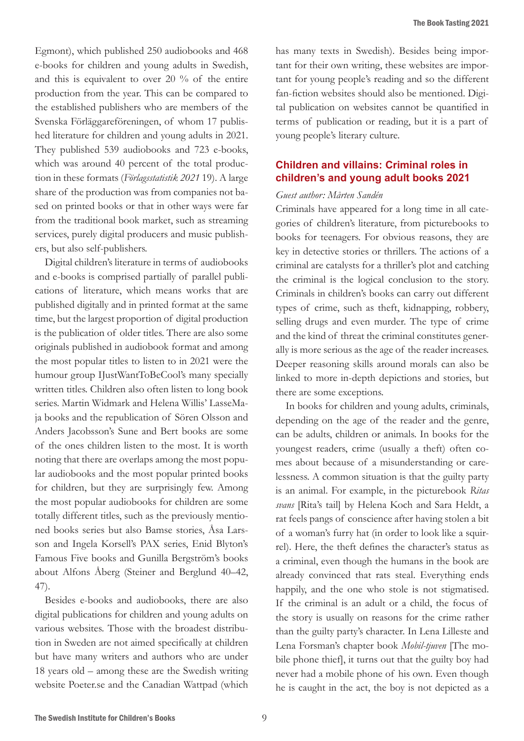Egmont), which published 250 audiobooks and 468 e-books for children and young adults in Swedish, and this is equivalent to over 20 % of the entire production from the year. This can be compared to the established publishers who are members of the Svenska Förläggareföreningen, of whom 17 published literature for children and young adults in 2021. They published 539 audiobooks and 723 e-books, which was around 40 percent of the total production in these formats (*Förlagsstatistik 2021* 19). A large share of the production was from companies not based on printed books or that in other ways were far from the traditional book market, such as streaming services, purely digital producers and music publishers, but also self-publishers.

Digital children's literature in terms of audiobooks and e-books is comprised partially of parallel publications of literature, which means works that are published digitally and in printed format at the same time, but the largest proportion of digital production is the publication of older titles. There are also some originals published in audiobook format and among the most popular titles to listen to in 2021 were the humour group IJustWantToBeCool's many specially written titles. Children also often listen to long book series. Martin Widmark and Helena Willis' LasseMaja books and the republication of Sören Olsson and Anders Jacobsson's Sune and Bert books are some of the ones children listen to the most. It is worth noting that there are overlaps among the most popular audiobooks and the most popular printed books for children, but they are surprisingly few. Among the most popular audiobooks for children are some totally different titles, such as the previously mentioned books series but also Bamse stories, Åsa Larsson and Ingela Korsell's PAX series, Enid Blyton's Famous Five books and Gunilla Bergström's books about Alfons Åberg (Steiner and Berglund 40–42, 47).

Besides e-books and audiobooks, there are also digital publications for children and young adults on various websites. Those with the broadest distribution in Sweden are not aimed specifically at children but have many writers and authors who are under 18 years old – among these are the Swedish writing website Poeter.se and the Canadian Wattpad (which has many texts in Swedish). Besides being important for their own writing, these websites are important for young people's reading and so the different fan-fiction websites should also be mentioned. Digital publication on websites cannot be quantified in terms of publication or reading, but it is a part of young people's literary culture.

## Children and villains: Criminal roles in children's and young adult books 2021

*Guest author: Mårten Sandén*

Criminals have appeared for a long time in all categories of children's literature, from picturebooks to books for teenagers. For obvious reasons, they are key in detective stories or thrillers. The actions of a criminal are catalysts for a thriller's plot and catching the criminal is the logical conclusion to the story. Criminals in children's books can carry out different types of crime, such as theft, kidnapping, robbery, selling drugs and even murder. The type of crime and the kind of threat the criminal constitutes generally is more serious as the age of the reader increases. Deeper reasoning skills around morals can also be linked to more in-depth depictions and stories, but there are some exceptions.

In books for children and young adults, criminals, depending on the age of the reader and the genre, can be adults, children or animals. In books for the youngest readers, crime (usually a theft) often comes about because of a misunderstanding or carelessness. A common situation is that the guilty party is an animal. For example, in the picturebook *Ritas svans* [Rita's tail] by Helena Koch and Sara Heldt, a rat feels pangs of conscience after having stolen a bit of a woman's furry hat (in order to look like a squirrel). Here, the theft defines the character's status as a criminal, even though the humans in the book are already convinced that rats steal. Everything ends happily, and the one who stole is not stigmatised. If the criminal is an adult or a child, the focus of the story is usually on reasons for the crime rather than the guilty party's character. In Lena Lilleste and Lena Forsman's chapter book *Mobil-tjuven* [The mobile phone thief], it turns out that the guilty boy had never had a mobile phone of his own. Even though he is caught in the act, the boy is not depicted as a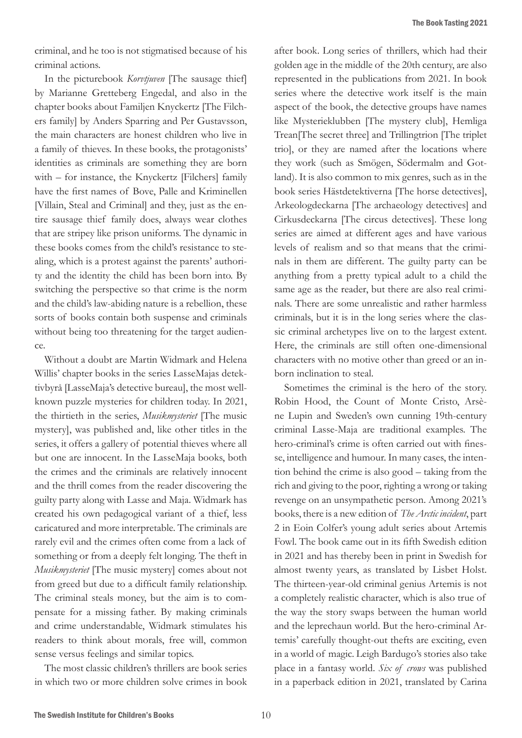criminal, and he too is not stigmatised because of his criminal actions.

In the picturebook *Korvtjuven* [The sausage thief] by Marianne Gretteberg Engedal, and also in the chapter books about Familjen Knyckertz [The Filchers family] by Anders Sparring and Per Gustavsson, the main characters are honest children who live in a family of thieves. In these books, the protagonists' identities as criminals are something they are born with – for instance, the Knyckertz [Filchers] family have the first names of Bove, Palle and Kriminellen [Villain, Steal and Criminal] and they, just as the entire sausage thief family does, always wear clothes that are stripey like prison uniforms. The dynamic in these books comes from the child's resistance to stealing, which is a protest against the parents' authority and the identity the child has been born into. By switching the perspective so that crime is the norm and the child's law-abiding nature is a rebellion, these sorts of books contain both suspense and criminals without being too threatening for the target audience.

Without a doubt are Martin Widmark and Helena Willis' chapter books in the series LasseMajas detektivbyrå [LasseMaja's detective bureau], the most well-known puzzle mysteries for children today. In 2021, the thirtieth in the series, *Musikmysteriet* [The music mystery], was published and, like other titles in the series, it offers a gallery of potential thieves where all but one are innocent. In the LasseMaja books, both the crimes and the criminals are relatively innocent and the thrill comes from the reader discovering the guilty party along with Lasse and Maja. Widmark has created his own pedagogical variant of a thief, less caricatured and more interpretable. The criminals are rarely evil and the crimes often come from a lack of something or from a deeply felt longing. The theft in *Musikmysteriet* [The music mystery] comes about not from greed but due to a difficult family relationship. The criminal steals money, but the aim is to compensate for a missing father. By making criminals and crime understandable, Widmark stimulates his readers to think about morals, free will, common sense versus feelings and similar topics.

The most classic children's thrillers are book series in which two or more children solve crimes in book after book. Long series of thrillers, which had their golden age in the middle of the 20th century, are also represented in the publications from 2021. In book series where the detective work itself is the main aspect of the book, the detective groups have names like Mysterieklubben [The mystery club], Hemliga Trean[The secret three] and Trillingtrion [The triplet trio], or they are named after the locations where they work (such as Smögen, Södermalm and Gotland). It is also common to mix genres, such as in the book series Hästdetektiverna [The horse detectives], Arkeologdeckarna [The archaeology detectives] and Cirkusdeckarna [The circus detectives]. These long series are aimed at different ages and have various levels of realism and so that means that the criminals in them are different. The guilty party can be anything from a pretty typical adult to a child the same age as the reader, but there are also real criminals. There are some unrealistic and rather harmless criminals, but it is in the long series where the classic criminal archetypes live on to the largest extent. Here, the criminals are still often one-dimensional characters with no motive other than greed or an inborn inclination to steal.

Sometimes the criminal is the hero of the story. Robin Hood, the Count of Monte Cristo, Arsène Lupin and Sweden's own cunning 19th-century criminal Lasse-Maja are traditional examples. The hero-criminal's crime is often carried out with finesse, intelligence and humour. In many cases, the intention behind the crime is also good – taking from the rich and giving to the poor, righting a wrong or taking revenge on an unsympathetic person. Among 2021's books, there is a new edition of *The Arctic incident*, part 2 in Eoin Colfer's young adult series about Artemis Fowl. The book came out in its fifth Swedish edition in 2021 and has thereby been in print in Swedish for almost twenty years, as translated by Lisbet Holst. The thirteen-year-old criminal genius Artemis is not a completely realistic character, which is also true of the way the story swaps between the human world and the leprechaun world. But the hero-criminal Artemis' carefully thought-out thefts are exciting, even in a world of magic. Leigh Bardugo's stories also take place in a fantasy world. *Six of crows* was published in a paperback edition in 2021, translated by Carina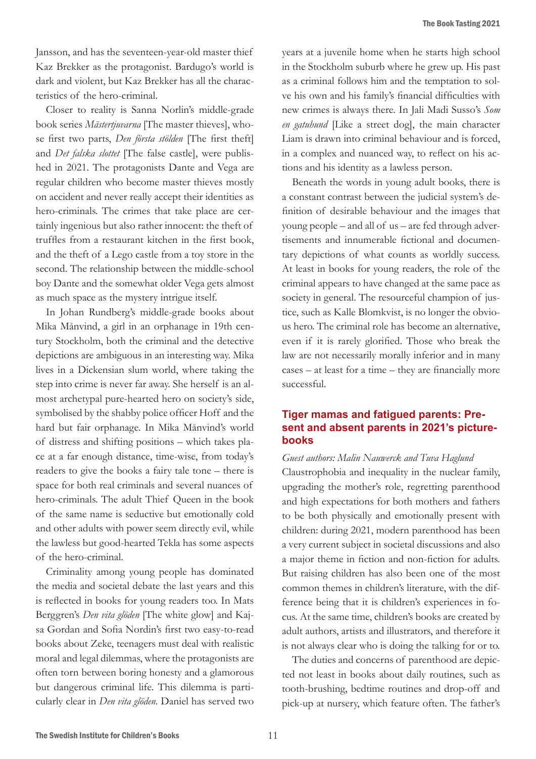Jansson, and has the seventeen-year-old master thief Kaz Brekker as the protagonist. Bardugo's world is dark and violent, but Kaz Brekker has all the characteristics of the hero-criminal.

Closer to reality is Sanna Norlin's middle-grade book series *Mästertjuvarna* [The master thieves], whose first two parts, *Den första stölden* [The first theft] and *Det falska slottet* [The false castle], were published in 2021. The protagonists Dante and Vega are regular children who become master thieves mostly on accident and never really accept their identities as hero-criminals. The crimes that take place are certainly ingenious but also rather innocent: the theft of truffles from a restaurant kitchen in the first book, and the theft of a Lego castle from a toy store in the second. The relationship between the middle-school boy Dante and the somewhat older Vega gets almost as much space as the mystery intrigue itself.

In Johan Rundberg's middle-grade books about Mika Månvind, a girl in an orphanage in 19th century Stockholm, both the criminal and the detective depictions are ambiguous in an interesting way. Mika lives in a Dickensian slum world, where taking the step into crime is never far away. She herself is an almost archetypal pure-hearted hero on society's side, symbolised by the shabby police officer Hoff and the hard but fair orphanage. In Mika Månvind's world of distress and shifting positions – which takes place at a far enough distance, time-wise, from today's readers to give the books a fairy tale tone – there is space for both real criminals and several nuances of hero-criminals. The adult Thief Queen in the book of the same name is seductive but emotionally cold and other adults with power seem directly evil, while the lawless but good-hearted Tekla has some aspects of the hero-criminal.

Criminality among young people has dominated the media and societal debate the last years and this is reflected in books for young readers too. In Mats Berggren's *Den vita glöden* [The white glow] and Kajsa Gordan and Sofia Nordin's first two easy-to-read books about Zeke, teenagers must deal with realistic moral and legal dilemmas, where the protagonists are often torn between boring honesty and a glamorous but dangerous criminal life. This dilemma is particularly clear in *Den vita glöden*. Daniel has served two years at a juvenile home when he starts high school in the Stockholm suburb where he grew up. His past as a criminal follows him and the temptation to solve his own and his family's financial difficulties with new crimes is always there. In Jali Madi Susso's *Som en gatuhund* [Like a street dog], the main character Liam is drawn into criminal behaviour and is forced, in a complex and nuanced way, to reflect on his actions and his identity as a lawless person.

Beneath the words in young adult books, there is a constant contrast between the judicial system's definition of desirable behaviour and the images that young people – and all of us – are fed through advertisements and innumerable fictional and documentary depictions of what counts as worldly success. At least in books for young readers, the role of the criminal appears to have changed at the same pace as society in general. The resourceful champion of justice, such as Kalle Blomkvist, is no longer the obvious hero. The criminal role has become an alternative, even if it is rarely glorified. Those who break the law are not necessarily morally inferior and in many cases – at least for a time – they are financially more successful.

## Tiger mamas and fatigued parents: Present and absent parents in 2021's picturebooks

*Guest authors: Malin Nauwerck and Tuva Haglund*

Claustrophobia and inequality in the nuclear family, upgrading the mother's role, regretting parenthood and high expectations for both mothers and fathers to be both physically and emotionally present with children: during 2021, modern parenthood has been a very current subject in societal discussions and also a major theme in fiction and non-fiction for adults. But raising children has also been one of the most common themes in children's literature, with the difference being that it is children's experiences in focus. At the same time, children's books are created by adult authors, artists and illustrators, and therefore it is not always clear who is doing the talking for or to.

The duties and concerns of parenthood are depicted not least in books about daily routines, such as tooth-brushing, bedtime routines and drop-off and pick-up at nursery, which feature often. The father's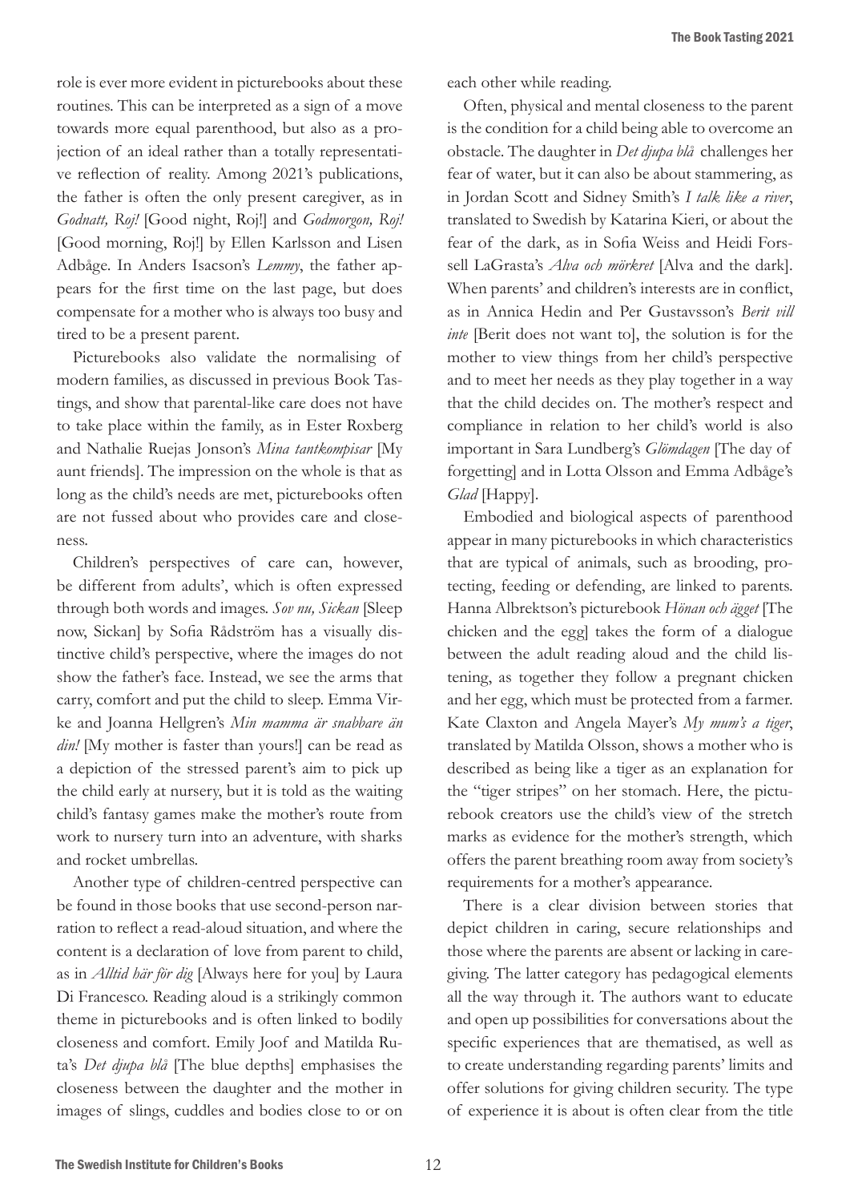role is ever more evident in picturebooks about these routines. This can be interpreted as a sign of a move towards more equal parenthood, but also as a projection of an ideal rather than a totally representative reflection of reality. Among 2021's publications, the father is often the only present caregiver, as in *Godnatt, Roj!* [Good night, Roj!] and *Godmorgon, Roj!* [Good morning, Roj!] by Ellen Karlsson and Lisen Adbåge. In Anders Isacson's *Lemmy*, the father appears for the first time on the last page, but does compensate for a mother who is always too busy and tired to be a present parent.

Picturebooks also validate the normalising of modern families, as discussed in previous Book Tastings, and show that parental-like care does not have to take place within the family, as in Ester Roxberg and Nathalie Ruejas Jonson's *Mina tantkompisar* [My aunt friends]. The impression on the whole is that as long as the child's needs are met, picturebooks often are not fussed about who provides care and closeness.

Children's perspectives of care can, however, be different from adults', which is often expressed through both words and images. *Sov nu, Sickan* [Sleep now, Sickan] by Sofia Rådström has a visually distinctive child's perspective, where the images do not show the father's face. Instead, we see the arms that carry, comfort and put the child to sleep. Emma Virke and Joanna Hellgren's *Min mamma är snabbare än din!* [My mother is faster than yours!] can be read as a depiction of the stressed parent's aim to pick up the child early at nursery, but it is told as the waiting child's fantasy games make the mother's route from work to nursery turn into an adventure, with sharks and rocket umbrellas.

Another type of children-centred perspective can be found in those books that use second-person narration to reflect a read-aloud situation, and where the content is a declaration of love from parent to child, as in *Alltid här för dig* [Always here for you] by Laura Di Francesco. Reading aloud is a strikingly common theme in picturebooks and is often linked to bodily closeness and comfort. Emily Joof and Matilda Ruta's *Det djupa blå* [The blue depths] emphasises the closeness between the daughter and the mother in images of slings, cuddles and bodies close to or on each other while reading.

Often, physical and mental closeness to the parent is the condition for a child being able to overcome an obstacle. The daughter in *Det djupa blå* challenges her fear of water, but it can also be about stammering, as in Jordan Scott and Sidney Smith's *I talk like a river*, translated to Swedish by Katarina Kieri, or about the fear of the dark, as in Sofia Weiss and Heidi Forssell LaGrasta's *Alva och mörkret* [Alva and the dark]. When parents' and children's interests are in conflict, as in Annica Hedin and Per Gustavsson's *Berit vill inte* [Berit does not want to], the solution is for the mother to view things from her child's perspective and to meet her needs as they play together in a way that the child decides on. The mother's respect and compliance in relation to her child's world is also important in Sara Lundberg's *Glömdagen* [The day of forgetting] and in Lotta Olsson and Emma Adbåge's *Glad* [Happy].

Embodied and biological aspects of parenthood appear in many picturebooks in which characteristics that are typical of animals, such as brooding, protecting, feeding or defending, are linked to parents. Hanna Albrektson's picturebook *Hönan och ägget* [The chicken and the egg] takes the form of a dialogue between the adult reading aloud and the child listening, as together they follow a pregnant chicken and her egg, which must be protected from a farmer. Kate Claxton and Angela Mayer's *My mum's a tiger*, translated by Matilda Olsson, shows a mother who is described as being like a tiger as an explanation for the "tiger stripes" on her stomach. Here, the picturebook creators use the child's view of the stretch marks as evidence for the mother's strength, which offers the parent breathing room away from society's requirements for a mother's appearance.

There is a clear division between stories that depict children in caring, secure relationships and those where the parents are absent or lacking in caregiving. The latter category has pedagogical elements all the way through it. The authors want to educate and open up possibilities for conversations about the specific experiences that are thematised, as well as to create understanding regarding parents' limits and offer solutions for giving children security. The type of experience it is about is often clear from the title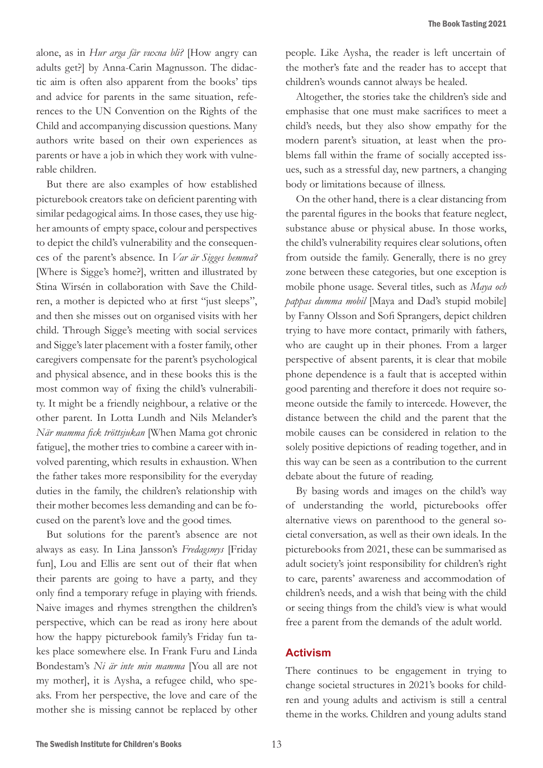alone, as in *Hur arga får vuxna bli?* [How angry can adults get?] by Anna-Carin Magnusson. The didactic aim is often also apparent from the books' tips and advice for parents in the same situation, references to the UN Convention on the Rights of the Child and accompanying discussion questions. Many authors write based on their own experiences as parents or have a job in which they work with vulnerable children.

But there are also examples of how established picturebook creators take on deficient parenting with similar pedagogical aims. In those cases, they use higher amounts of empty space, colour and perspectives to depict the child's vulnerability and the consequences of the parent's absence. In *Var är Sigges hemma?* [Where is Sigge's home?], written and illustrated by Stina Wirsén in collaboration with Save the Children, a mother is depicted who at first "just sleeps", and then she misses out on organised visits with her child. Through Sigge's meeting with social services and Sigge's later placement with a foster family, other caregivers compensate for the parent's psychological and physical absence, and in these books this is the most common way of fixing the child's vulnerability. It might be a friendly neighbour, a relative or the other parent. In Lotta Lundh and Nils Melander's *När mamma fick tröttsjukan* [When Mama got chronic fatigue], the mother tries to combine a career with involved parenting, which results in exhaustion. When the father takes more responsibility for the everyday duties in the family, the children's relationship with their mother becomes less demanding and can be focused on the parent's love and the good times.

But solutions for the parent's absence are not always as easy. In Lina Jansson's *Fredagsmys* [Friday fun], Lou and Ellis are sent out of their flat when their parents are going to have a party, and they only find a temporary refuge in playing with friends. Naive images and rhymes strengthen the children's perspective, which can be read as irony here about how the happy picturebook family's Friday fun takes place somewhere else. In Frank Furu and Linda Bondestam's *Ni är inte min mamma* [You all are not my mother], it is Aysha, a refugee child, who speaks. From her perspective, the love and care of the mother she is missing cannot be replaced by other people. Like Aysha, the reader is left uncertain of the mother's fate and the reader has to accept that children's wounds cannot always be healed.

Altogether, the stories take the children's side and emphasise that one must make sacrifices to meet a child's needs, but they also show empathy for the modern parent's situation, at least when the problems fall within the frame of socially accepted issues, such as a stressful day, new partners, a changing body or limitations because of illness.

On the other hand, there is a clear distancing from the parental figures in the books that feature neglect, substance abuse or physical abuse. In those works, the child's vulnerability requires clear solutions, often from outside the family. Generally, there is no grey zone between these categories, but one exception is mobile phone usage. Several titles, such as *Maya och pappas dumma mobil* [Maya and Dad's stupid mobile] by Fanny Olsson and Sofi Sprangers, depict children trying to have more contact, primarily with fathers, who are caught up in their phones. From a larger perspective of absent parents, it is clear that mobile phone dependence is a fault that is accepted within good parenting and therefore it does not require someone outside the family to intercede. However, the distance between the child and the parent that the mobile causes can be considered in relation to the solely positive depictions of reading together, and in this way can be seen as a contribution to the current debate about the future of reading.

By basing words and images on the child's way of understanding the world, picturebooks offer alternative views on parenthood to the general societal conversation, as well as their own ideals. In the picturebooks from 2021, these can be summarised as adult society's joint responsibility for children's right to care, parents' awareness and accommodation of children's needs, and a wish that being with the child or seeing things from the child's view is what would free a parent from the demands of the adult world.

## Activism

There continues to be engagement in trying to change societal structures in 2021's books for children and young adults and activism is still a central theme in the works. Children and young adults stand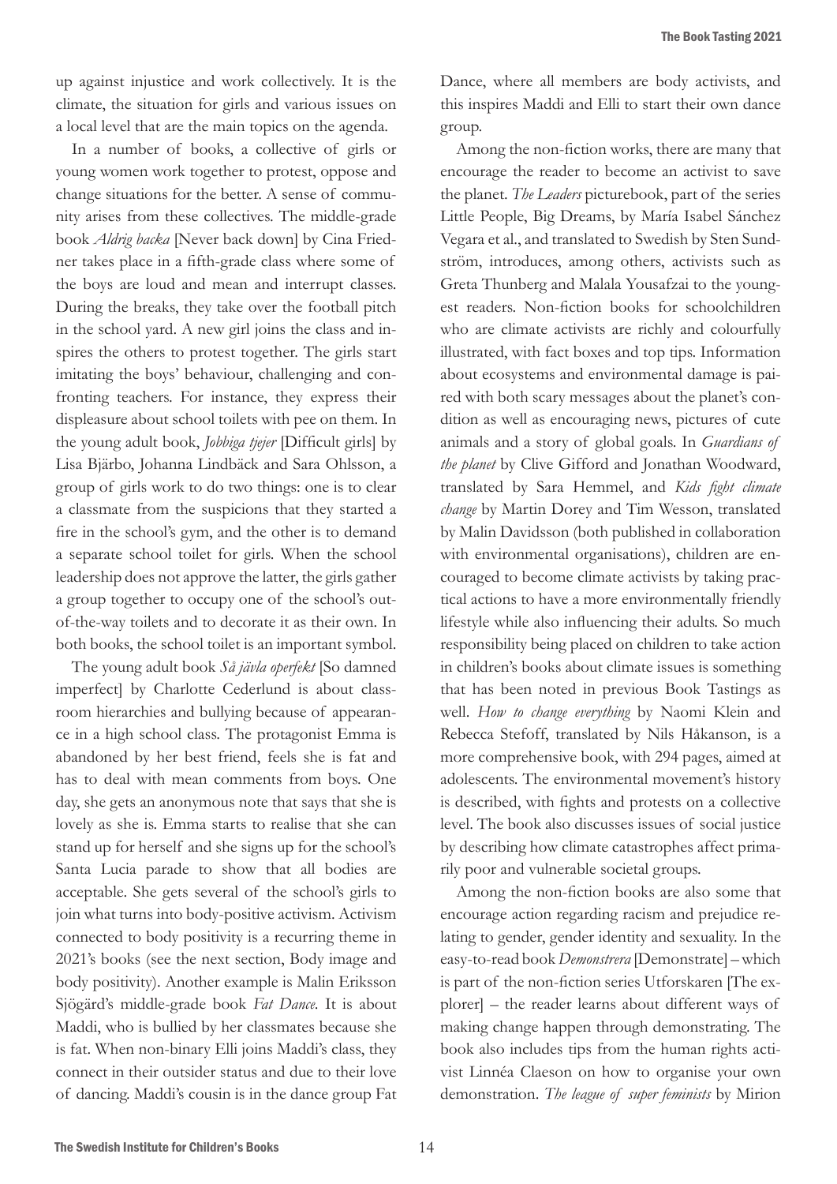up against injustice and work collectively. It is the climate, the situation for girls and various issues on a local level that are the main topics on the agenda.

In a number of books, a collective of girls or young women work together to protest, oppose and change situations for the better. A sense of community arises from these collectives. The middle-grade book *Aldrig backa* [Never back down] by Cina Friedner takes place in a fifth-grade class where some of the boys are loud and mean and interrupt classes. During the breaks, they take over the football pitch in the school yard. A new girl joins the class and inspires the others to protest together. The girls start imitating the boys' behaviour, challenging and confronting teachers. For instance, they express their displeasure about school toilets with pee on them. In the young adult book, *Jobbiga tjejer* [Difficult girls] by Lisa Bjärbo, Johanna Lindbäck and Sara Ohlsson, a group of girls work to do two things: one is to clear a classmate from the suspicions that they started a fire in the school's gym, and the other is to demand a separate school toilet for girls. When the school leadership does not approve the latter, the girls gather a group together to occupy one of the school's out-of-the-way toilets and to decorate it as their own. In both books, the school toilet is an important symbol.

The young adult book *Så jävla operfekt* [So damned imperfect] by Charlotte Cederlund is about classroom hierarchies and bullying because of appearance in a high school class. The protagonist Emma is abandoned by her best friend, feels she is fat and has to deal with mean comments from boys. One day, she gets an anonymous note that says that she is lovely as she is. Emma starts to realise that she can stand up for herself and she signs up for the school's Santa Lucia parade to show that all bodies are acceptable. She gets several of the school's girls to join what turns into body-positive activism. Activism connected to body positivity is a recurring theme in 2021's books (see the next section, Body image and body positivity). Another example is Malin Eriksson Sjögärd's middle-grade book *Fat Dance*. It is about Maddi, who is bullied by her classmates because she is fat. When non-binary Elli joins Maddi's class, they connect in their outsider status and due to their love of dancing. Maddi's cousin is in the dance group Fat Dance, where all members are body activists, and this inspires Maddi and Elli to start their own dance group.

Among the non-fiction works, there are many that encourage the reader to become an activist to save the planet. *The Leaders* picturebook, part of the series Little People, Big Dreams, by María Isabel Sánchez Vegara et al., and translated to Swedish by Sten Sundström, introduces, among others, activists such as Greta Thunberg and Malala Yousafzai to the youngest readers. Non-fiction books for schoolchildren who are climate activists are richly and colourfully illustrated, with fact boxes and top tips. Information about ecosystems and environmental damage is paired with both scary messages about the planet's condition as well as encouraging news, pictures of cute animals and a story of global goals. In *Guardians of the planet* by Clive Gifford and Jonathan Woodward, translated by Sara Hemmel, and *Kids fight climate change* by Martin Dorey and Tim Wesson, translated by Malin Davidsson (both published in collaboration with environmental organisations), children are encouraged to become climate activists by taking practical actions to have a more environmentally friendly lifestyle while also influencing their adults. So much responsibility being placed on children to take action in children's books about climate issues is something that has been noted in previous Book Tastings as well. *How to change everything* by Naomi Klein and Rebecca Stefoff, translated by Nils Håkanson, is a more comprehensive book, with 294 pages, aimed at adolescents. The environmental movement's history is described, with fights and protests on a collective level. The book also discusses issues of social justice by describing how climate catastrophes affect primarily poor and vulnerable societal groups.

Among the non-fiction books are also some that encourage action regarding racism and prejudice relating to gender, gender identity and sexuality. In the easy-to-read book *Demonstrera* [Demonstrate] – which is part of the non-fiction series Utforskaren [The explorer] – the reader learns about different ways of making change happen through demonstrating. The book also includes tips from the human rights activist Linnéa Claeson on how to organise your own demonstration. *The league of super feminists* by Mirion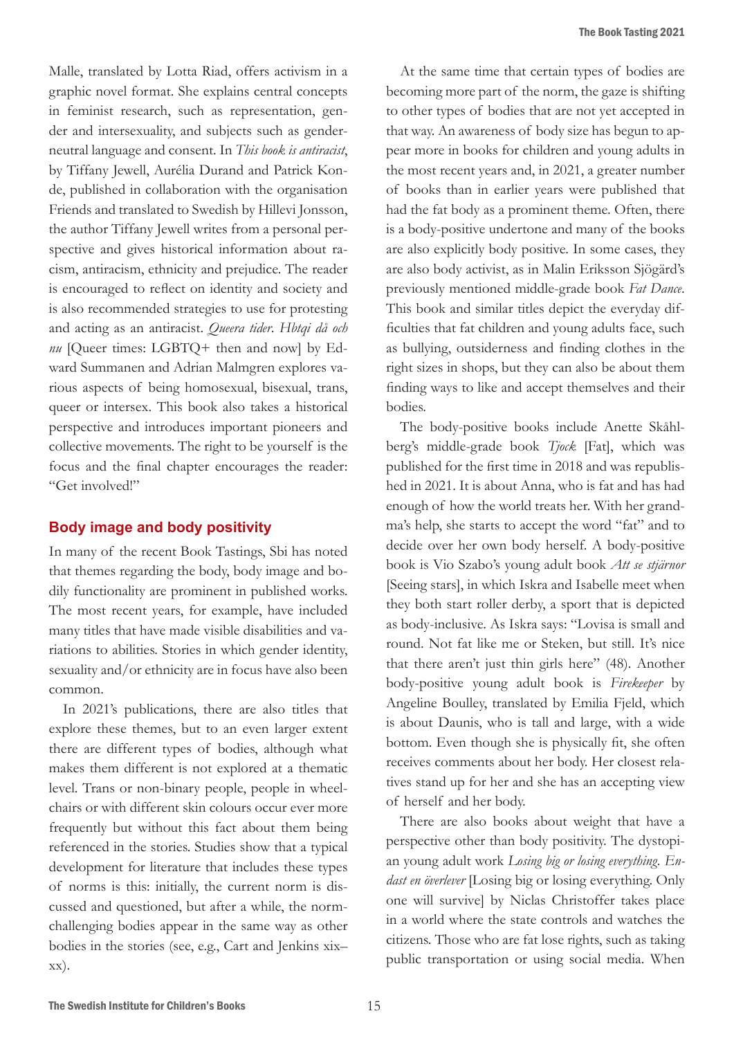Malle, translated by Lotta Riad, offers activism in a graphic novel format. She explains central concepts in feminist research, such as representation, gender and intersexuality, and subjects such as gender-neutral language and consent. In *This book is antiracist*, by Tiffany Jewell, Aurélia Durand and Patrick Konde, published in collaboration with the organisation Friends and translated to Swedish by Hillevi Jonsson, the author Tiffany Jewell writes from a personal perspective and gives historical information about racism, antiracism, ethnicity and prejudice. The reader is encouraged to reflect on identity and society and is also recommended strategies to use for protesting and acting as an antiracist. *Queera tider. Hbtqi då och nu* [Queer times: LGBTQ+ then and now] by Edward Summanen and Adrian Malmgren explores various aspects of being homosexual, bisexual, trans, queer or intersex. This book also takes a historical perspective and introduces important pioneers and collective movements. The right to be yourself is the focus and the final chapter encourages the reader: "Get involved!"

## Body image and body positivity

In many of the recent Book Tastings, Sbi has noted that themes regarding the body, body image and bodily functionality are prominent in published works. The most recent years, for example, have included many titles that have made visible disabilities and variations to abilities. Stories in which gender identity, sexuality and/or ethnicity are in focus have also been common.

In 2021's publications, there are also titles that explore these themes, but to an even larger extent there are different types of bodies, although what makes them different is not explored at a thematic level. Trans or non-binary people, people in wheelchairs or with different skin colours occur ever more frequently but without this fact about them being referenced in the stories. Studies show that a typical development for literature that includes these types of norms is this: initially, the current norm is discussed and questioned, but after a while, the norm-challenging bodies appear in the same way as other bodies in the stories (see, e.g., Cart and Jenkins xix–xx).

At the same time that certain types of bodies are becoming more part of the norm, the gaze is shifting to other types of bodies that are not yet accepted in that way. An awareness of body size has begun to appear more in books for children and young adults in the most recent years and, in 2021, a greater number of books than in earlier years were published that had the fat body as a prominent theme. Often, there is a body-positive undertone and many of the books are also explicitly body positive. In some cases, they are also body activist, as in Malin Eriksson Sjögärd's previously mentioned middle-grade book *Fat Dance*. This book and similar titles depict the everyday difficulties that fat children and young adults face, such as bullying, outsiderness and finding clothes in the right sizes in shops, but they can also be about them finding ways to like and accept themselves and their bodies.

The body-positive books include Anette Skåhlberg's middle-grade book *Tjock* [Fat], which was published for the first time in 2018 and was republished in 2021. It is about Anna, who is fat and has had enough of how the world treats her. With her grandma's help, she starts to accept the word "fat" and to decide over her own body herself. A body-positive book is Vio Szabo's young adult book *Att se stjärnor* [Seeing stars], in which Iskra and Isabelle meet when they both start roller derby, a sport that is depicted as body-inclusive. As Iskra says: "Lovisa is small and round. Not fat like me or Steken, but still. It's nice that there aren't just thin girls here" (48). Another body-positive young adult book is *Firekeeper* by Angeline Boulley, translated by Emilia Fjeld, which is about Daunis, who is tall and large, with a wide bottom. Even though she is physically fit, she often receives comments about her body. Her closest relatives stand up for her and she has an accepting view of herself and her body.

There are also books about weight that have a perspective other than body positivity. The dystopian young adult work *Losing big or losing everything. Endast en överlever* [Losing big or losing everything. Only one will survive] by Niclas Christoffer takes place in a world where the state controls and watches the citizens. Those who are fat lose rights, such as taking public transportation or using social media. When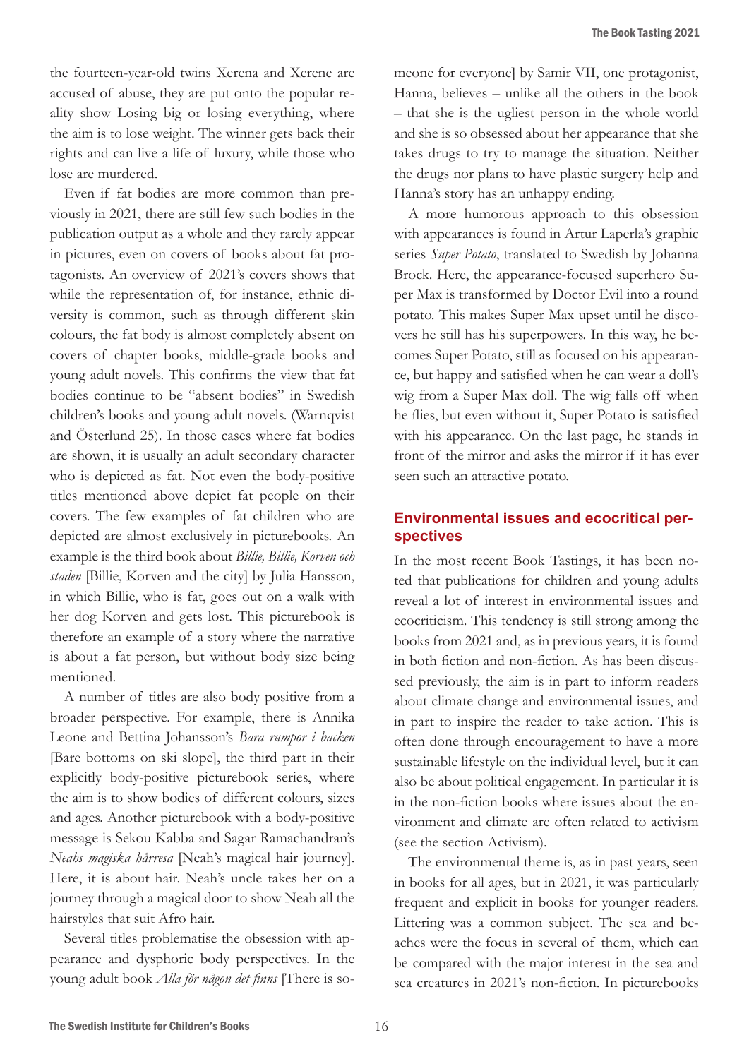the fourteen-year-old twins Xerena and Xerene are accused of abuse, they are put onto the popular reality show Losing big or losing everything, where the aim is to lose weight. The winner gets back their rights and can live a life of luxury, while those who lose are murdered.

Even if fat bodies are more common than previously in 2021, there are still few such bodies in the publication output as a whole and they rarely appear in pictures, even on covers of books about fat protagonists. An overview of 2021's covers shows that while the representation of, for instance, ethnic diversity is common, such as through different skin colours, the fat body is almost completely absent on covers of chapter books, middle-grade books and young adult novels. This confirms the view that fat bodies continue to be "absent bodies" in Swedish children's books and young adult novels. (Warnqvist and Österlund 25). In those cases where fat bodies are shown, it is usually an adult secondary character who is depicted as fat. Not even the body-positive titles mentioned above depict fat people on their covers. The few examples of fat children who are depicted are almost exclusively in picturebooks. An example is the third book about *Billie, Billie, Korven och staden* [Billie, Korven and the city] by Julia Hansson, in which Billie, who is fat, goes out on a walk with her dog Korven and gets lost. This picturebook is therefore an example of a story where the narrative is about a fat person, but without body size being mentioned.

A number of titles are also body positive from a broader perspective. For example, there is Annika Leone and Bettina Johansson's *Bara rumpor i backen* [Bare bottoms on ski slope], the third part in their explicitly body-positive picturebook series, where the aim is to show bodies of different colours, sizes and ages. Another picturebook with a body-positive message is Sekou Kabba and Sagar Ramachandran's *Neahs magiska hårresa* [Neah's magical hair journey]. Here, it is about hair. Neah's uncle takes her on a journey through a magical door to show Neah all the hairstyles that suit Afro hair.

Several titles problematise the obsession with appearance and dysphoric body perspectives. In the young adult book *Alla för någon det finns* [There is someone for everyone] by Samir VII, one protagonist, Hanna, believes – unlike all the others in the book – that she is the ugliest person in the whole world and she is so obsessed about her appearance that she takes drugs to try to manage the situation. Neither the drugs nor plans to have plastic surgery help and Hanna's story has an unhappy ending.

A more humorous approach to this obsession with appearances is found in Artur Laperla's graphic series *Super Potato*, translated to Swedish by Johanna Brock. Here, the appearance-focused superhero Super Max is transformed by Doctor Evil into a round potato. This makes Super Max upset until he discovers he still has his superpowers. In this way, he becomes Super Potato, still as focused on his appearance, but happy and satisfied when he can wear a doll's wig from a Super Max doll. The wig falls off when he flies, but even without it, Super Potato is satisfied with his appearance. On the last page, he stands in front of the mirror and asks the mirror if it has ever seen such an attractive potato.

## Environmental issues and ecocritical perspectives

In the most recent Book Tastings, it has been noted that publications for children and young adults reveal a lot of interest in environmental issues and ecocriticism. This tendency is still strong among the books from 2021 and, as in previous years, it is found in both fiction and non-fiction. As has been discussed previously, the aim is in part to inform readers about climate change and environmental issues, and in part to inspire the reader to take action. This is often done through encouragement to have a more sustainable lifestyle on the individual level, but it can also be about political engagement. In particular it is in the non-fiction books where issues about the environment and climate are often related to activism (see the section Activism).

The environmental theme is, as in past years, seen in books for all ages, but in 2021, it was particularly frequent and explicit in books for younger readers. Littering was a common subject. The sea and beaches were the focus in several of them, which can be compared with the major interest in the sea and sea creatures in 2021's non-fiction. In picturebooks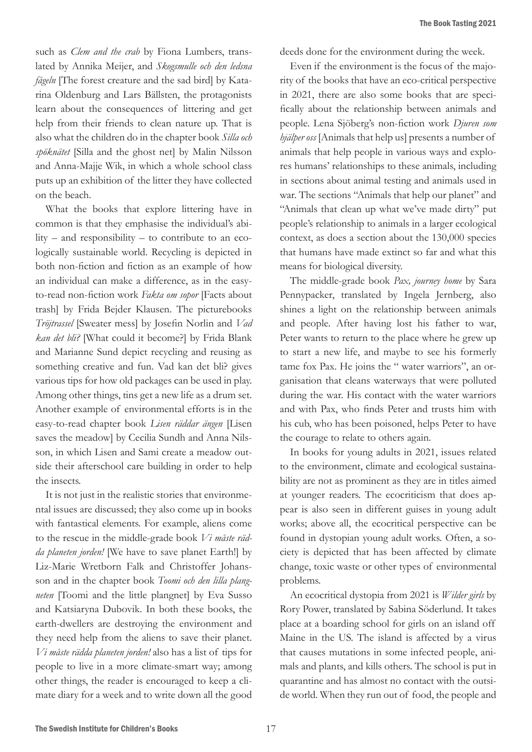such as *Clem and the crab* by Fiona Lumbers, translated by Annika Meijer, and *Skogsmulle och den ledsna fågeln* [The forest creature and the sad bird] by Katarina Oldenburg and Lars Bällsten, the protagonists learn about the consequences of littering and get help from their friends to clean nature up. That is also what the children do in the chapter book *Silla och spöknätet* [Silla and the ghost net] by Malin Nilsson and Anna-Majje Wik, in which a whole school class puts up an exhibition of the litter they have collected on the beach.

What the books that explore littering have in common is that they emphasise the individual's ability – and responsibility – to contribute to an ecologically sustainable world. Recycling is depicted in both non-fiction and fiction as an example of how an individual can make a difference, as in the easy-to-read non-fiction work *Fakta om sopor* [Facts about trash] by Frida Bejder Klausen. The picturebooks *Tröjtrassel* [Sweater mess] by Josefin Norlin and *Vad kan det bli?* [What could it become?] by Frida Blank and Marianne Sund depict recycling and reusing as something creative and fun. Vad kan det bli? gives various tips for how old packages can be used in play. Among other things, tins get a new life as a drum set. Another example of environmental efforts is in the easy-to-read chapter book *Lisen räddar ängen* [Lisen saves the meadow] by Cecilia Sundh and Anna Nilsson, in which Lisen and Sami create a meadow outside their afterschool care building in order to help the insects.

It is not just in the realistic stories that environmental issues are discussed; they also come up in books with fantastical elements. For example, aliens come to the rescue in the middle-grade book *Vi måste rädda planeten jorden!* [We have to save planet Earth!] by Liz-Marie Wretborn Falk and Christoffer Johansson and in the chapter book *Toomi och den lilla plangneten* [Toomi and the little plangnet] by Eva Susso and Katsiaryna Dubovik. In both these books, the earth-dwellers are destroying the environment and they need help from the aliens to save their planet. *Vi måste rädda planeten jorden!* also has a list of tips for people to live in a more climate-smart way; among other things, the reader is encouraged to keep a climate diary for a week and to write down all the good deeds done for the environment during the week.

Even if the environment is the focus of the majority of the books that have an eco-critical perspective in 2021, there are also some books that are specifically about the relationship between animals and people. Lena Sjöberg's non-fiction work *Djuren som hjälper oss* [Animals that help us] presents a number of animals that help people in various ways and explores humans' relationships to these animals, including in sections about animal testing and animals used in war. The sections "Animals that help our planet" and "Animals that clean up what we've made dirty" put people's relationship to animals in a larger ecological context, as does a section about the 130,000 species that humans have made extinct so far and what this means for biological diversity.

The middle-grade book *Pax, journey home* by Sara Pennypacker, translated by Ingela Jernberg, also shines a light on the relationship between animals and people. After having lost his father to war, Peter wants to return to the place where he grew up to start a new life, and maybe to see his formerly tame fox Pax. He joins the " water warriors", an organisation that cleans waterways that were polluted during the war. His contact with the water warriors and with Pax, who finds Peter and trusts him with his cub, who has been poisoned, helps Peter to have the courage to relate to others again.

In books for young adults in 2021, issues related to the environment, climate and ecological sustainability are not as prominent as they are in titles aimed at younger readers. The ecocriticism that does appear is also seen in different guises in young adult works; above all, the ecocritical perspective can be found in dystopian young adult works. Often, a society is depicted that has been affected by climate change, toxic waste or other types of environmental problems.

An ecocritical dystopia from 2021 is *Wilder girls* by Rory Power, translated by Sabina Söderlund. It takes place at a boarding school for girls on an island off Maine in the US. The island is affected by a virus that causes mutations in some infected people, animals and plants, and kills others. The school is put in quarantine and has almost no contact with the outside world. When they run out of food, the people and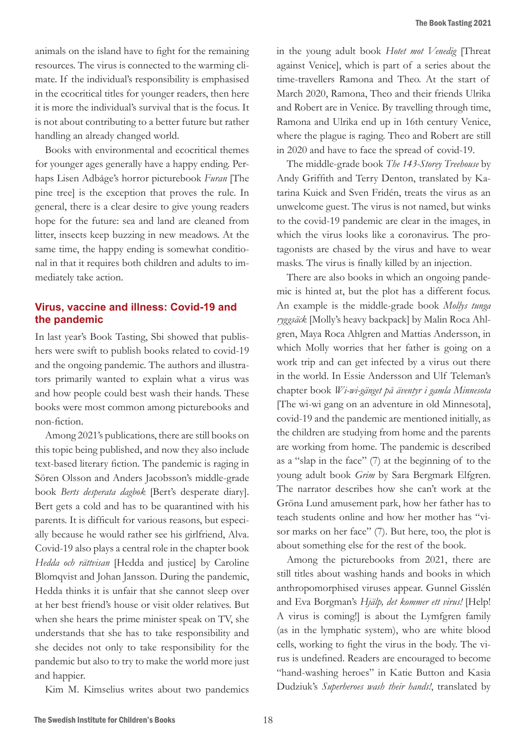animals on the island have to fight for the remaining resources. The virus is connected to the warming climate. If the individual's responsibility is emphasised in the ecocritical titles for younger readers, then here it is more the individual's survival that is the focus. It is not about contributing to a better future but rather handling an already changed world.

Books with environmental and ecocritical themes for younger ages generally have a happy ending. Perhaps Lisen Adbåge's horror picturebook *Furan* [The pine tree] is the exception that proves the rule. In general, there is a clear desire to give young readers hope for the future: sea and land are cleaned from litter, insects keep buzzing in new meadows. At the same time, the happy ending is somewhat conditional in that it requires both children and adults to immediately take action.

## Virus, vaccine and illness: Covid-19 and the pandemic

In last year's Book Tasting, Sbi showed that publishers were swift to publish books related to covid-19 and the ongoing pandemic. The authors and illustrators primarily wanted to explain what a virus was and how people could best wash their hands. These books were most common among picturebooks and non-fiction.

Among 2021's publications, there are still books on this topic being published, and now they also include text-based literary fiction. The pandemic is raging in Sören Olsson and Anders Jacobsson's middle-grade book *Berts desperata dagbok* [Bert's desperate diary]. Bert gets a cold and has to be quarantined with his parents. It is difficult for various reasons, but especially because he would rather see his girlfriend, Alva. Covid-19 also plays a central role in the chapter book *Hedda och rättvisan* [Hedda and justice] by Caroline Blomqvist and Johan Jansson. During the pandemic, Hedda thinks it is unfair that she cannot sleep over at her best friend's house or visit older relatives. But when she hears the prime minister speak on TV, she understands that she has to take responsibility and she decides not only to take responsibility for the pandemic but also to try to make the world more just and happier.

Kim M. Kimselius writes about two pandemics in the young adult book *Hotet mot Venedig* [Threat against Venice], which is part of a series about the time-travellers Ramona and Theo. At the start of March 2020, Ramona, Theo and their friends Ulrika and Robert are in Venice. By travelling through time, Ramona and Ulrika end up in 16th century Venice, where the plague is raging. Theo and Robert are still in 2020 and have to face the spread of covid-19.

The middle-grade book *The 143-Storey Treehouse* by Andy Griffith and Terry Denton, translated by Katarina Kuick and Sven Fridén, treats the virus as an unwelcome guest. The virus is not named, but winks to the covid-19 pandemic are clear in the images, in which the virus looks like a coronavirus. The protagonists are chased by the virus and have to wear masks. The virus is finally killed by an injection.

There are also books in which an ongoing pandemic is hinted at, but the plot has a different focus. An example is the middle-grade book *Mollys tunga ryggsäck* [Molly's heavy backpack] by Malin Roca Ahlgren, Maya Roca Ahlgren and Mattias Andersson, in which Molly worries that her father is going on a work trip and can get infected by a virus out there in the world. In Essie Andersson and Ulf Teleman's chapter book *Wi-wi-gänget på äventyr i gamla Minnesota* [The wi-wi gang on an adventure in old Minnesota], covid-19 and the pandemic are mentioned initially, as the children are studying from home and the parents are working from home. The pandemic is described as a "slap in the face" (7) at the beginning of to the young adult book *Grim* by Sara Bergmark Elfgren. The narrator describes how she can't work at the Gröna Lund amusement park, how her father has to teach students online and how her mother has "visor marks on her face" (7). But here, too, the plot is about something else for the rest of the book.

Among the picturebooks from 2021, there are still titles about washing hands and books in which anthropomorphised viruses appear. Gunnel Gisslén and Eva Borgman's *Hjälp, det kommer ett virus!* [Help! A virus is coming!] is about the Lymfgren family (as in the lymphatic system), who are white blood cells, working to fight the virus in the body. The virus is undefined. Readers are encouraged to become "hand-washing heroes" in Katie Button and Kasia Dudziuk's *Superheroes wash their hands!*, translated by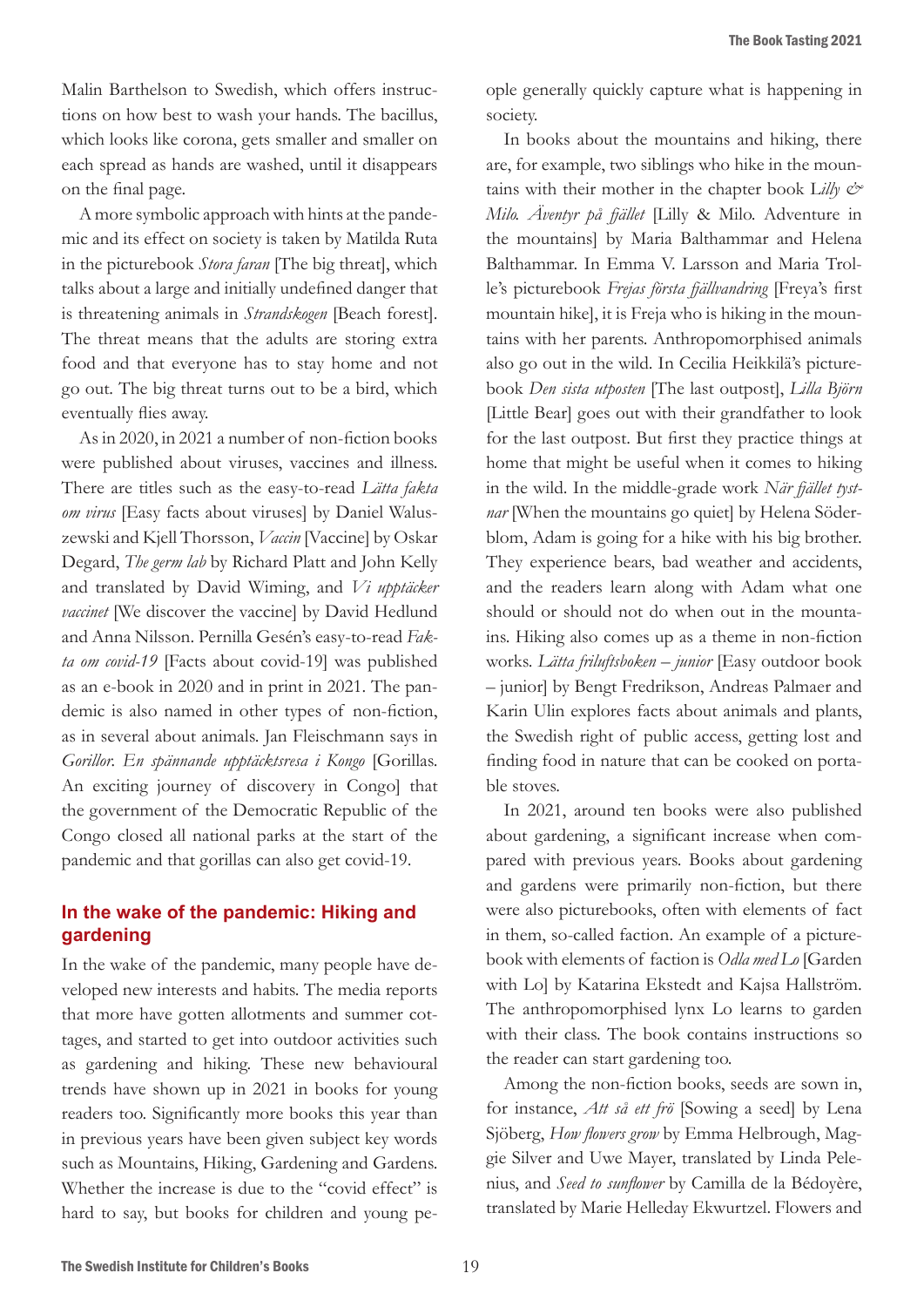Malin Barthelson to Swedish, which offers instructions on how best to wash your hands. The bacillus, which looks like corona, gets smaller and smaller on each spread as hands are washed, until it disappears on the final page.

A more symbolic approach with hints at the pandemic and its effect on society is taken by Matilda Ruta in the picturebook *Stora faran* [The big threat], which talks about a large and initially undefined danger that is threatening animals in *Strandskogen* [Beach forest]. The threat means that the adults are storing extra food and that everyone has to stay home and not go out. The big threat turns out to be a bird, which eventually flies away.

As in 2020, in 2021 a number of non-fiction books were published about viruses, vaccines and illness. There are titles such as the easy-to-read *Lätta fakta om virus* [Easy facts about viruses] by Daniel Waluszewski and Kjell Thorsson, *Vaccin* [Vaccine] by Oskar Degard, *The germ lab* by Richard Platt and John Kelly and translated by David Wiming, and *Vi upptäcker vaccinet* [We discover the vaccine] by David Hedlund and Anna Nilsson. Pernilla Gesén's easy-to-read *Fakta om covid-19* [Facts about covid-19] was published as an e-book in 2020 and in print in 2021. The pandemic is also named in other types of non-fiction, as in several about animals. Jan Fleischmann says in *Gorillor. En spännande upptäcktsresa i Kongo* [Gorillas. An exciting journey of discovery in Congo] that the government of the Democratic Republic of the Congo closed all national parks at the start of the pandemic and that gorillas can also get covid-19.

## In the wake of the pandemic: Hiking and gardening

In the wake of the pandemic, many people have developed new interests and habits. The media reports that more have gotten allotments and summer cottages, and started to get into outdoor activities such as gardening and hiking. These new behavioural trends have shown up in 2021 in books for young readers too. Significantly more books this year than in previous years have been given subject key words such as Mountains, Hiking, Gardening and Gardens. Whether the increase is due to the "covid effect" is hard to say, but books for children and young people generally quickly capture what is happening in society.

In books about the mountains and hiking, there are, for example, two siblings who hike in the mountains with their mother in the chapter book L*illy & Milo. Äventyr på fjället* [Lilly & Milo. Adventure in the mountains] by Maria Balthammar and Helena Balthammar. In Emma V. Larsson and Maria Trolle's picturebook *Frejas första fjällvandring* [Freya's first mountain hike], it is Freja who is hiking in the mountains with her parents. Anthropomorphised animals also go out in the wild. In Cecilia Heikkilä's picturebook *Den sista utposten* [The last outpost], *Lilla Björn* [Little Bear] goes out with their grandfather to look for the last outpost. But first they practice things at home that might be useful when it comes to hiking in the wild. In the middle-grade work *När fjället tystnar* [When the mountains go quiet] by Helena Söderblom, Adam is going for a hike with his big brother. They experience bears, bad weather and accidents, and the readers learn along with Adam what one should or should not do when out in the mountains. Hiking also comes up as a theme in non-fiction works. *Lätta friluftsboken – junior* [Easy outdoor book – junior] by Bengt Fredrikson, Andreas Palmaer and Karin Ulin explores facts about animals and plants, the Swedish right of public access, getting lost and finding food in nature that can be cooked on portable stoves.

In 2021, around ten books were also published about gardening, a significant increase when compared with previous years. Books about gardening and gardens were primarily non-fiction, but there were also picturebooks, often with elements of fact in them, so-called faction. An example of a picturebook with elements of faction is *Odla med Lo* [Garden with Lo] by Katarina Ekstedt and Kajsa Hallström. The anthropomorphised lynx Lo learns to garden with their class. The book contains instructions so the reader can start gardening too.

Among the non-fiction books, seeds are sown in, for instance, *Att så ett frö* [Sowing a seed] by Lena Sjöberg, *How flowers grow* by Emma Helbrough, Maggie Silver and Uwe Mayer, translated by Linda Pelenius, and *Seed to sunflower* by Camilla de la Bédoyère, translated by Marie Helleday Ekwurtzel. Flowers and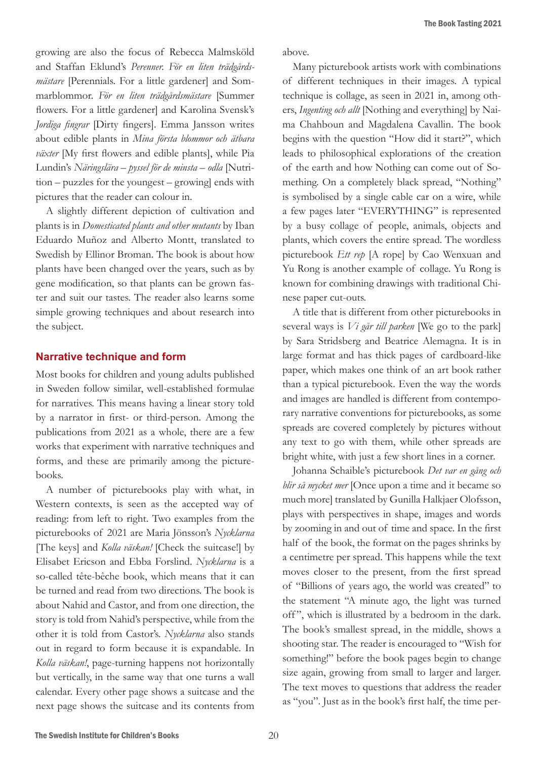growing are also the focus of Rebecca Malmsköld and Staffan Eklund's *Perenner. För en liten trädgårdsmästare* [Perennials. For a little gardener] and *Sommarblommor. För en liten trädgårdsmästare* [Summer flowers. For a little gardener] and Karolina Svensk's *Jordiga fingrar* [Dirty fingers]. Emma Jansson writes about edible plants in *Mina första blommor och ätbara växter* [My first flowers and edible plants], while Pia Lundin's *Näringslära – pyssel för de minsta – odla* [Nutrition – puzzles for the youngest – growing] ends with pictures that the reader can colour in.

A slightly different depiction of cultivation and plants is in *Domesticated plants and other mutants* by Iban Eduardo Muñoz and Alberto Montt, translated to Swedish by Ellinor Broman. The book is about how plants have been changed over the years, such as by gene modification, so that plants can be grown faster and suit our tastes. The reader also learns some simple growing techniques and about research into the subject.

## Narrative technique and form

Most books for children and young adults published in Sweden follow similar, well-established formulae for narratives. This means having a linear story told by a narrator in first- or third-person. Among the publications from 2021 as a whole, there are a few works that experiment with narrative techniques and forms, and these are primarily among the picturebooks.

A number of picturebooks play with what, in Western contexts, is seen as the accepted way of reading: from left to right. Two examples from the picturebooks of 2021 are Maria Jönsson's *Nycklarna* [The keys] and *Kolla väskan!* [Check the suitcase!] by Elisabet Ericson and Ebba Forslind. *Nycklarna* is a so-called tête-bêche book, which means that it can be turned and read from two directions. The book is about Nahid and Castor, and from one direction, the story is told from Nahid's perspective, while from the other it is told from Castor's. *Nycklarna* also stands out in regard to form because it is expandable. In *Kolla väskan!*, page-turning happens not horizontally but vertically, in the same way that one turns a wall calendar. Every other page shows a suitcase and the next page shows the suitcase and its contents from above.

Many picturebook artists work with combinations of different techniques in their images. A typical technique is collage, as seen in 2021 in, among others, *Ingenting och allt* [Nothing and everything] by Naima Chahboun and Magdalena Cavallin. The book begins with the question "How did it start?", which leads to philosophical explorations of the creation of the earth and how Nothing can come out of Something. On a completely black spread, "Nothing" is symbolised by a single cable car on a wire, while a few pages later "EVERYTHING" is represented by a busy collage of people, animals, objects and plants, which covers the entire spread. The wordless picturebook *Ett rep* [A rope] by Cao Wenxuan and Yu Rong is another example of collage. Yu Rong is known for combining drawings with traditional Chinese paper cut-outs.

A title that is different from other picturebooks in several ways is *Vi går till parken* [We go to the park] by Sara Stridsberg and Beatrice Alemagna. It is in large format and has thick pages of cardboard-like paper, which makes one think of an art book rather than a typical picturebook. Even the way the words and images are handled is different from contemporary narrative conventions for picturebooks, as some spreads are covered completely by pictures without any text to go with them, while other spreads are bright white, with just a few short lines in a corner.

Johanna Schaible's picturebook *Det var en gång och blir så mycket mer* [Once upon a time and it became so much more] translated by Gunilla Halkjaer Olofsson, plays with perspectives in shape, images and words by zooming in and out of time and space. In the first half of the book, the format on the pages shrinks by a centimetre per spread. This happens while the text moves closer to the present, from the first spread of "Billions of years ago, the world was created" to the statement "A minute ago, the light was turned off", which is illustrated by a bedroom in the dark. The book's smallest spread, in the middle, shows a shooting star. The reader is encouraged to "Wish for something!" before the book pages begin to change size again, growing from small to larger and larger. The text moves to questions that address the reader as "you". Just as in the book's first half, the time per-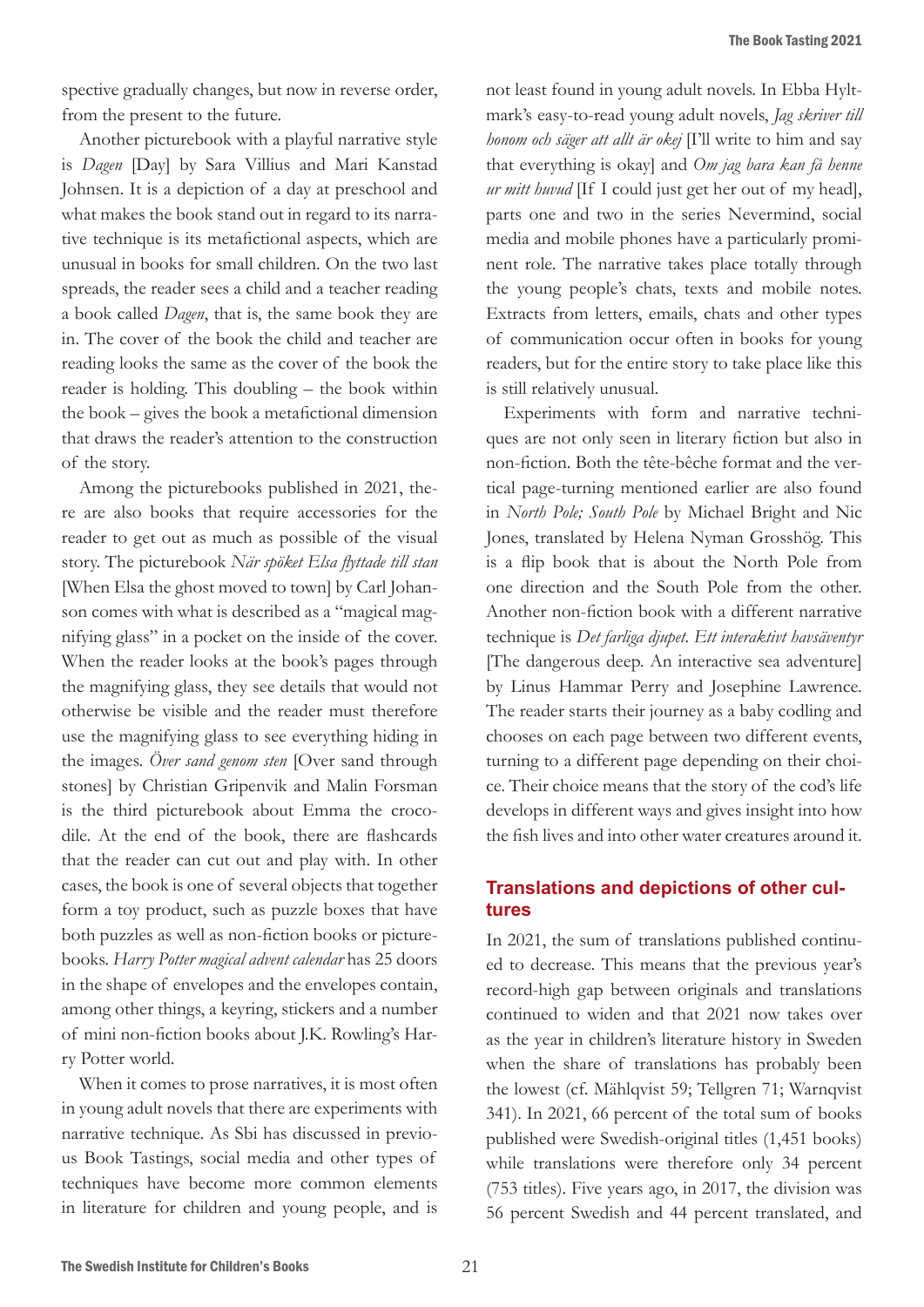spective gradually changes, but now in reverse order, from the present to the future.

Another picturebook with a playful narrative style is *Dagen* [Day] by Sara Villius and Mari Kanstad Johnsen. It is a depiction of a day at preschool and what makes the book stand out in regard to its narrative technique is its metafictional aspects, which are unusual in books for small children. On the two last spreads, the reader sees a child and a teacher reading a book called *Dagen*, that is, the same book they are in. The cover of the book the child and teacher are reading looks the same as the cover of the book the reader is holding. This doubling – the book within the book – gives the book a metafictional dimension that draws the reader's attention to the construction of the story.

Among the picturebooks published in 2021, there are also books that require accessories for the reader to get out as much as possible of the visual story. The picturebook *När spöket Elsa flyttade till stan* [When Elsa the ghost moved to town] by Carl Johanson comes with what is described as a "magical magnifying glass" in a pocket on the inside of the cover. When the reader looks at the book's pages through the magnifying glass, they see details that would not otherwise be visible and the reader must therefore use the magnifying glass to see everything hiding in the images. *Över sand genom sten* [Over sand through stones] by Christian Gripenvik and Malin Forsman is the third picturebook about Emma the crocodile. At the end of the book, there are flashcards that the reader can cut out and play with. In other cases, the book is one of several objects that together form a toy product, such as puzzle boxes that have both puzzles as well as non-fiction books or picturebooks. *Harry Potter magical advent calendar* has 25 doors in the shape of envelopes and the envelopes contain, among other things, a keyring, stickers and a number of mini non-fiction books about J.K. Rowling's Harry Potter world.

When it comes to prose narratives, it is most often in young adult novels that there are experiments with narrative technique. As Sbi has discussed in previous Book Tastings, social media and other types of techniques have become more common elements in literature for children and young people, and is not least found in young adult novels. In Ebba Hyltmark's easy-to-read young adult novels, *Jag skriver till honom och säger att allt är okej* [I'll write to him and say that everything is okay] and *Om jag bara kan få henne ur mitt huvud* [If I could just get her out of my head], parts one and two in the series Nevermind, social media and mobile phones have a particularly prominent role. The narrative takes place totally through the young people's chats, texts and mobile notes. Extracts from letters, emails, chats and other types of communication occur often in books for young readers, but for the entire story to take place like this is still relatively unusual.

Experiments with form and narrative techniques are not only seen in literary fiction but also in non-fiction. Both the tête-bêche format and the vertical page-turning mentioned earlier are also found in *North Pole; South Pole* by Michael Bright and Nic Jones, translated by Helena Nyman Grosshög. This is a flip book that is about the North Pole from one direction and the South Pole from the other. Another non-fiction book with a different narrative technique is *Det farliga djupet. Ett interaktivt havsäventyr* [The dangerous deep. An interactive sea adventure] by Linus Hammar Perry and Josephine Lawrence. The reader starts their journey as a baby codling and chooses on each page between two different events, turning to a different page depending on their choice. Their choice means that the story of the cod's life develops in different ways and gives insight into how the fish lives and into other water creatures around it.

## Translations and depictions of other cultures

In 2021, the sum of translations published continued to decrease. This means that the previous year's record-high gap between originals and translations continued to widen and that 2021 now takes over as the year in children's literature history in Sweden when the share of translations has probably been the lowest (cf. Mählqvist 59; Tellgren 71; Warnqvist 341). In 2021, 66 percent of the total sum of books published were Swedish-original titles (1,451 books) while translations were therefore only 34 percent (753 titles). Five years ago, in 2017, the division was 56 percent Swedish and 44 percent translated, and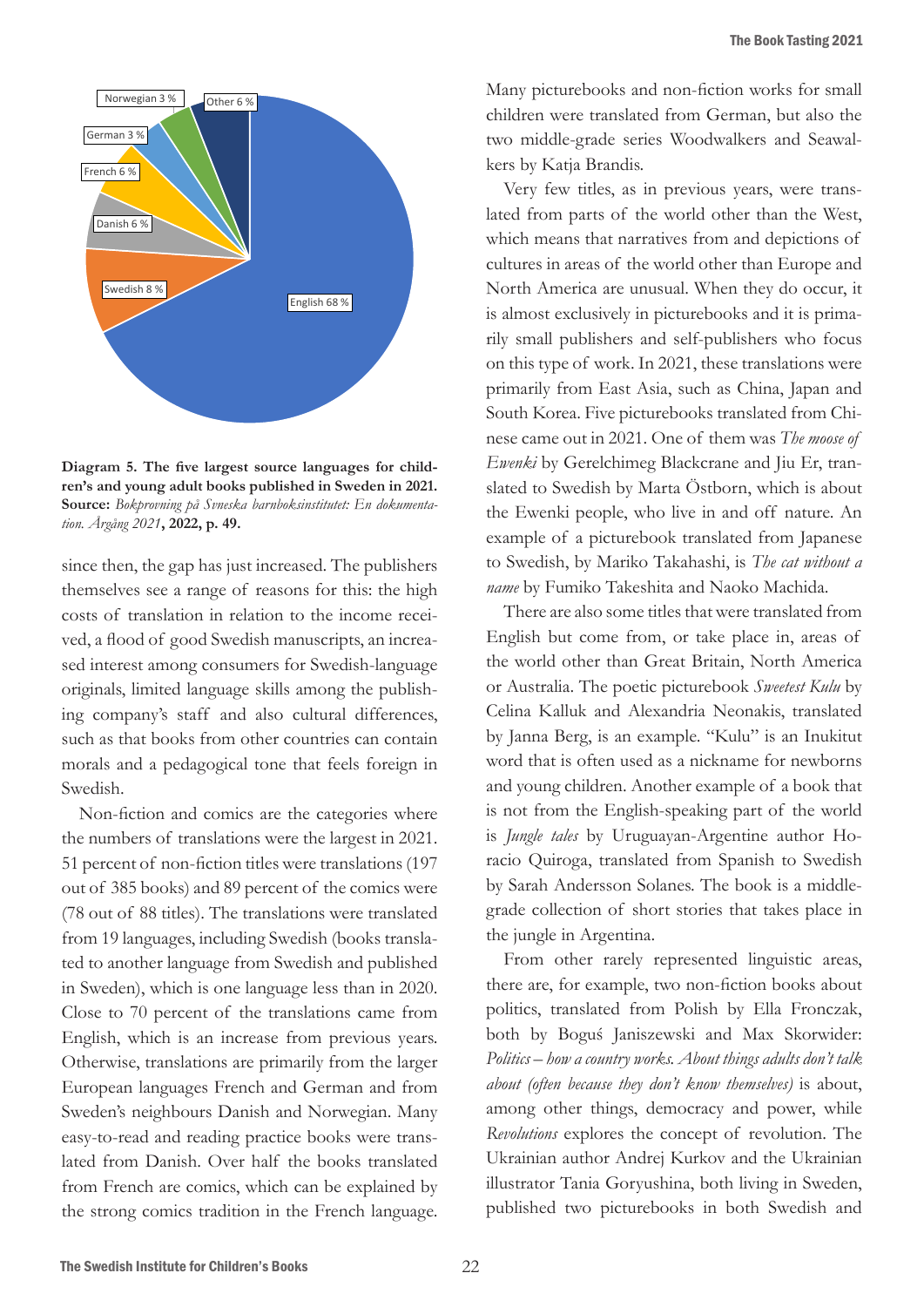English 68 %
Swedish 8 %
Danish 6 %
French 6 %
German 3 %
Norwegian 3 %
Other 6 %

**Diagram 5. The five largest source languages for children's and young adult books published in Sweden in 2021. Source:** *Bokprovning på Svenska barnboksinstitutet: En dokumentation. Årgång 2021*, **2022, p. 49.**

since then, the gap has just increased. The publishers themselves see a range of reasons for this: the high costs of translation in relation to the income received, a flood of good Swedish manuscripts, an increased interest among consumers for Swedish-language originals, limited language skills among the publishing company's staff and also cultural differences, such as that books from other countries can contain morals and a pedagogical tone that feels foreign in Swedish.

Non-fiction and comics are the categories where the numbers of translations were the largest in 2021. 51 percent of non-fiction titles were translations (197 out of 385 books) and 89 percent of the comics were (78 out of 88 titles). The translations were translated from 19 languages, including Swedish (books translated to another language from Swedish and published in Sweden), which is one language less than in 2020. Close to 70 percent of the translations came from English, which is an increase from previous years. Otherwise, translations are primarily from the larger European languages French and German and from Sweden's neighbours Danish and Norwegian. Many easy-to-read and reading practice books were translated from Danish. Over half the books translated from French are comics, which can be explained by the strong comics tradition in the French language.

Many picturebooks and non-fiction works for small children were translated from German, but also the two middle-grade series Woodwalkers and Seawalkers by Katja Brandis.

Very few titles, as in previous years, were translated from parts of the world other than the West, which means that narratives from and depictions of cultures in areas of the world other than Europe and North America are unusual. When they do occur, it is almost exclusively in picturebooks and it is primarily small publishers and self-publishers who focus on this type of work. In 2021, these translations were primarily from East Asia, such as China, Japan and South Korea. Five picturebooks translated from Chinese came out in 2021. One of them was *The moose of Ewenki* by Gerelchimeg Blackcrane and Jiu Er, translated to Swedish by Marta Östborn, which is about the Ewenki people, who live in and off nature. An example of a picturebook translated from Japanese to Swedish, by Mariko Takahashi, is *The cat without a name* by Fumiko Takeshita and Naoko Machida.

There are also some titles that were translated from English but come from, or take place in, areas of the world other than Great Britain, North America or Australia. The poetic picturebook *Sweetest Kulu* by Celina Kalluk and Alexandria Neonakis, translated by Janna Berg, is an example. "Kulu" is an Inukitut word that is often used as a nickname for newborns and young children. Another example of a book that is not from the English-speaking part of the world is *Jungle tales* by Uruguayan-Argentine author Horacio Quiroga, translated from Spanish to Swedish by Sarah Andersson Solanes. The book is a middle-grade collection of short stories that takes place in the jungle in Argentina.

From other rarely represented linguistic areas, there are, for example, two non-fiction books about politics, translated from Polish by Ella Fronczak, both by Boguś Janiszewski and Max Skorwider: *Politics – how a country works. About things adults don't talk about (often because they don't know themselves)* is about, among other things, democracy and power, while *Revolutions* explores the concept of revolution. The Ukrainian author Andrej Kurkov and the Ukrainian illustrator Tania Goryushina, both living in Sweden, published two picturebooks in both Swedish and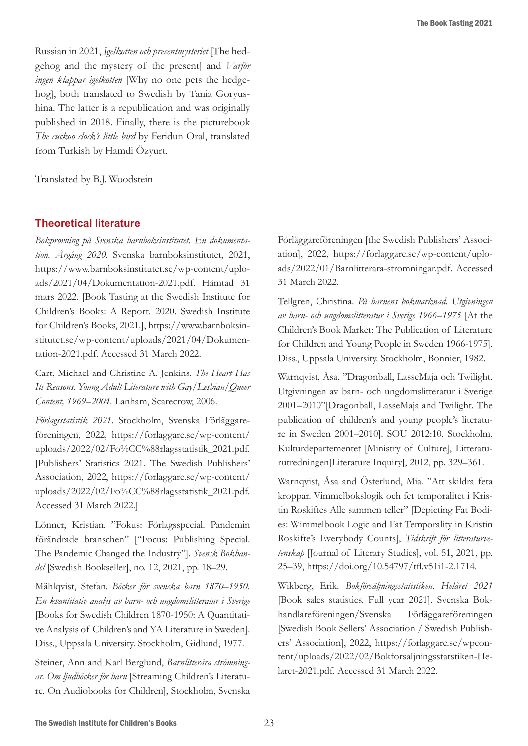Russian in 2021, *Igelkotten och presentmysteriet* [The hedgehog and the mystery of the present] and *Varför ingen klappar igelkotten* [Why no one pets the hedgehog], both translated to Swedish by Tania Goryushina. The latter is a republication and was originally published in 2018. Finally, there is the picturebook *The cuckoo clock's little bird* by Feridun Oral, translated from Turkish by Hamdi Özyurt.

Translated by B.J. Woodstein

## Theoretical literature

*Bokprovning på Svenska barnboksinstitutet. En dokumentation. Årgång 2020*. Svenska barnboksinstitutet, 2021, https://www.barnboksinstitutet.se/wp-content/uploads/2021/04/Dokumentation-2021.pdf. Hämtad 31 mars 2022. [Book Tasting at the Swedish Institute for Children's Books: A Report. 2020. Swedish Institute for Children's Books, 2021.], https://www.barnboksinstitutet.se/wp-content/uploads/2021/04/Dokumentation-2021.pdf. Accessed 31 March 2022.

Cart, Michael and Christine A. Jenkins. *The Heart Has Its Reasons. Young Adult Literature with Gay/Lesbian/Queer Content, 1969–2004*. Lanham, Scarecrow, 2006.

*Förlagsstatistik 2021*. Stockholm, Svenska Förläggareföreningen, 2022, https://forlaggare.se/wp-content/uploads/2022/02/Fo%CC%88rlagsstatistik_2021.pdf. [Publishers' Statistics 2021. The Swedish Publishers' Association, 2022, https://forlaggare.se/wp-content/uploads/2022/02/Fo%CC%88rlagsstatistik_2021.pdf. Accessed 31 March 2022.]

Lönner, Kristian. "Fokus: Förlagsspecial. Pandemin förändrade branschen" ["Focus: Publishing Special. The Pandemic Changed the Industry"]. *Svensk Bokhandel* [Swedish Bookseller], no. 12, 2021, pp. 18–29.

Mählqvist, Stefan. *Böcker för svenska barn 1870–1950. En kvantitativ analys av barn- och ungdomslitteratur i Sverige* [Books for Swedish Children 1870-1950: A Quantitative Analysis of Children's and YA Literature in Sweden]. Diss., Uppsala University. Stockholm, Gidlund, 1977.

Steiner, Ann and Karl Berglund, *Barnlitterära strömningar. Om ljudböcker för barn* [Streaming Children's Literature. On Audiobooks for Children], Stockholm, Svenska Förläggareföreningen [the Swedish Publishers' Association], 2022, https://forlaggare.se/wp-content/uploads/2022/01/Barnlitterara-stromningar.pdf. Accessed 31 March 2022.

Tellgren, Christina. *På barnens bokmarknad. Utgivningen av barn- och ungdomslitteratur i Sverige 1966–1975* [At the Children's Book Market: The Publication of Literature for Children and Young People in Sweden 1966-1975]. Diss., Uppsala University. Stockholm, Bonnier, 1982.

Warnqvist, Åsa. "Dragonball, LasseMaja och Twilight. Utgivningen av barn- och ungdomslitteratur i Sverige 2001–2010"[Dragonball, LasseMaja and Twilight. The publication of children's and young people's literature in Sweden 2001–2010]. SOU 2012:10. Stockholm, Kulturdepartementet [Ministry of Culture], Litteraturutredningen[Literature Inquiry], 2012, pp. 329–361.

Warnqvist, Åsa and Österlund, Mia. "Att skildra feta kroppar. Vimmelbokslogik och fet temporalitet i Kristin Roskiftes Alle sammen teller" [Depicting Fat Bodies: Wimmelbook Logic and Fat Temporality in Kristin Roskifte's Everybody Counts], *Tidskrift för litteraturvetenskap* [Journal of Literary Studies], vol. 51, 2021, pp. 25–39, https://doi.org/10.54797/tfl.v51i1-2.1714.

Wikberg, Erik. *Bokförsäljningsstatistiken. Helåret 2021* [Book sales statistics. Full year 2021]. Svenska Bokhandlareföreningen/Svenska Förläggareföreningen [Swedish Book Sellers' Association / Swedish Publishers' Association], 2022, https://forlaggare.se/wpcontent/uploads/2022/02/Bokforsaljningsstatstiken-Helaret-2021.pdf. Accessed 31 March 2022.